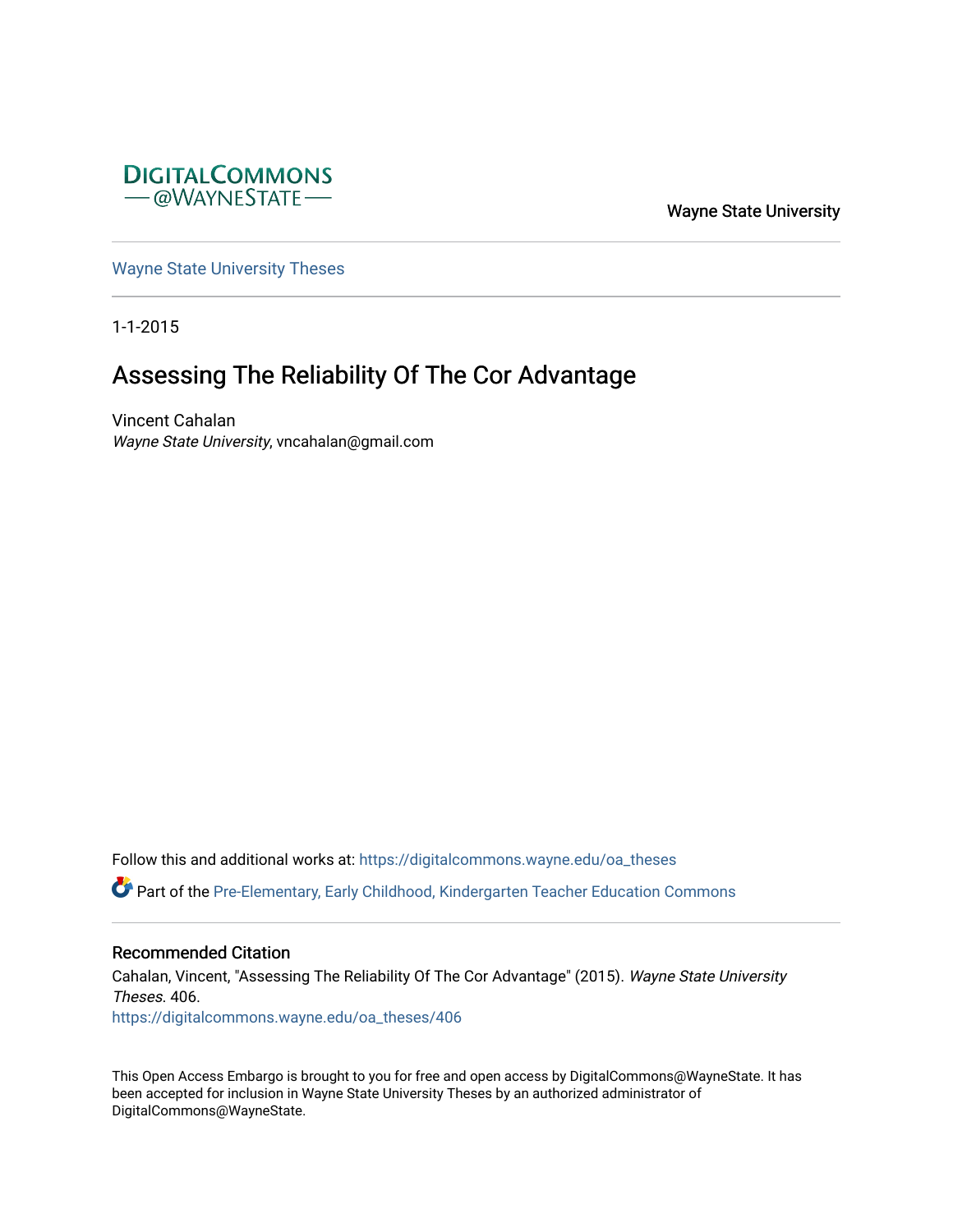DigitalCommons@WayneState

Wayne State University

Wayne State University Theses

1-1-2015

# Assessing The Reliability Of The Cor Advantage

Vincent Cahalan

*Wayne State University*, vncahalan@gmail.com

Follow this and additional works at: https://digitalcommons.wayne.edu/oa_theses

Part of the Pre-Elementary, Early Childhood, Kindergarten Teacher Education Commons

## Recommended Citation

Cahalan, Vincent, "Assessing The Reliability Of The Cor Advantage" (2015). *Wayne State University Theses*. 406.

https://digitalcommons.wayne.edu/oa_theses/406

This Open Access Embargo is brought to you for free and open access by DigitalCommons@WayneState. It has been accepted for inclusion in Wayne State University Theses by an authorized administrator of DigitalCommons@WayneState.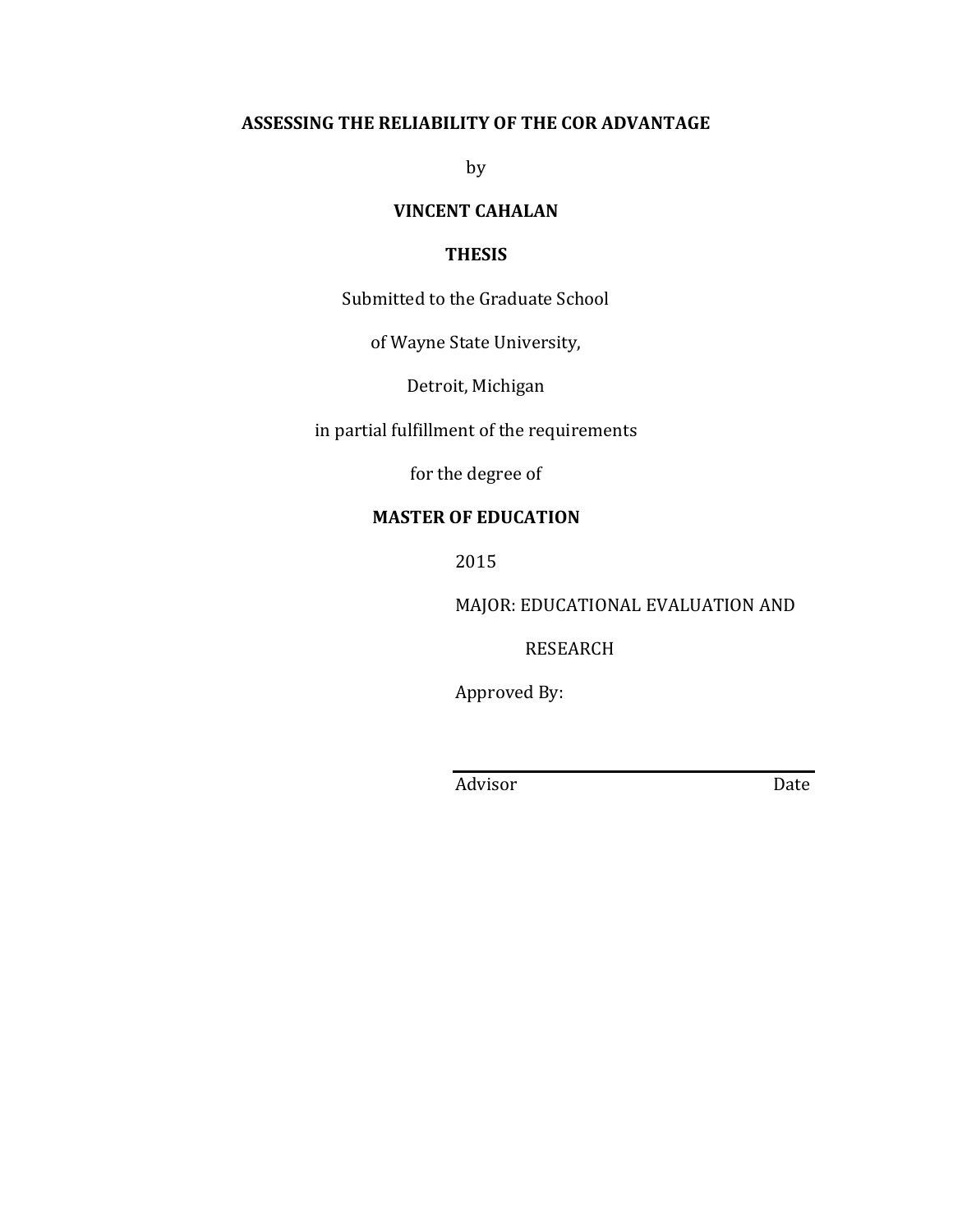**ASSESSING THE RELIABILITY OF THE COR ADVANTAGE**

by

**VINCENT CAHALAN**

**THESIS**

Submitted to the Graduate School

of Wayne State University,

Detroit, Michigan

in partial fulfillment of the requirements

for the degree of

**MASTER OF EDUCATION**

2015

MAJOR: EDUCATIONAL EVALUATION AND RESEARCH

Approved By:

Advisor Date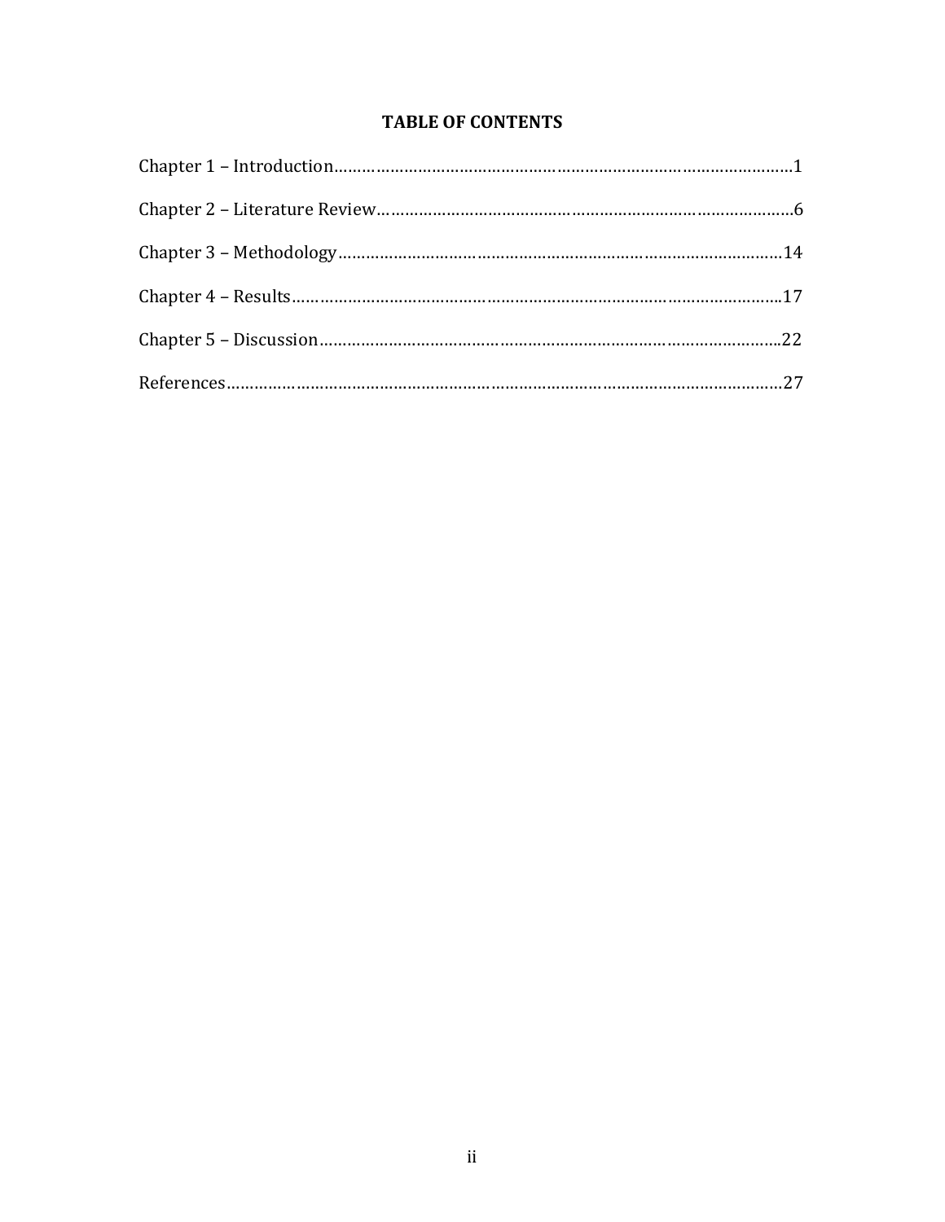# TABLE OF CONTENTS

Chapter 1 – Introduction……………………………………………………………………………………1

Chapter 2 – Literature Review………………………………………………………………………………6

Chapter 3 – Methodology……………………………………………………………………………………14

Chapter 4 – Results…………………………………………………………………………………………..17

Chapter 5 – Discussion……………………………………………………………………………………….22

References……………………………………………………………………………………………………27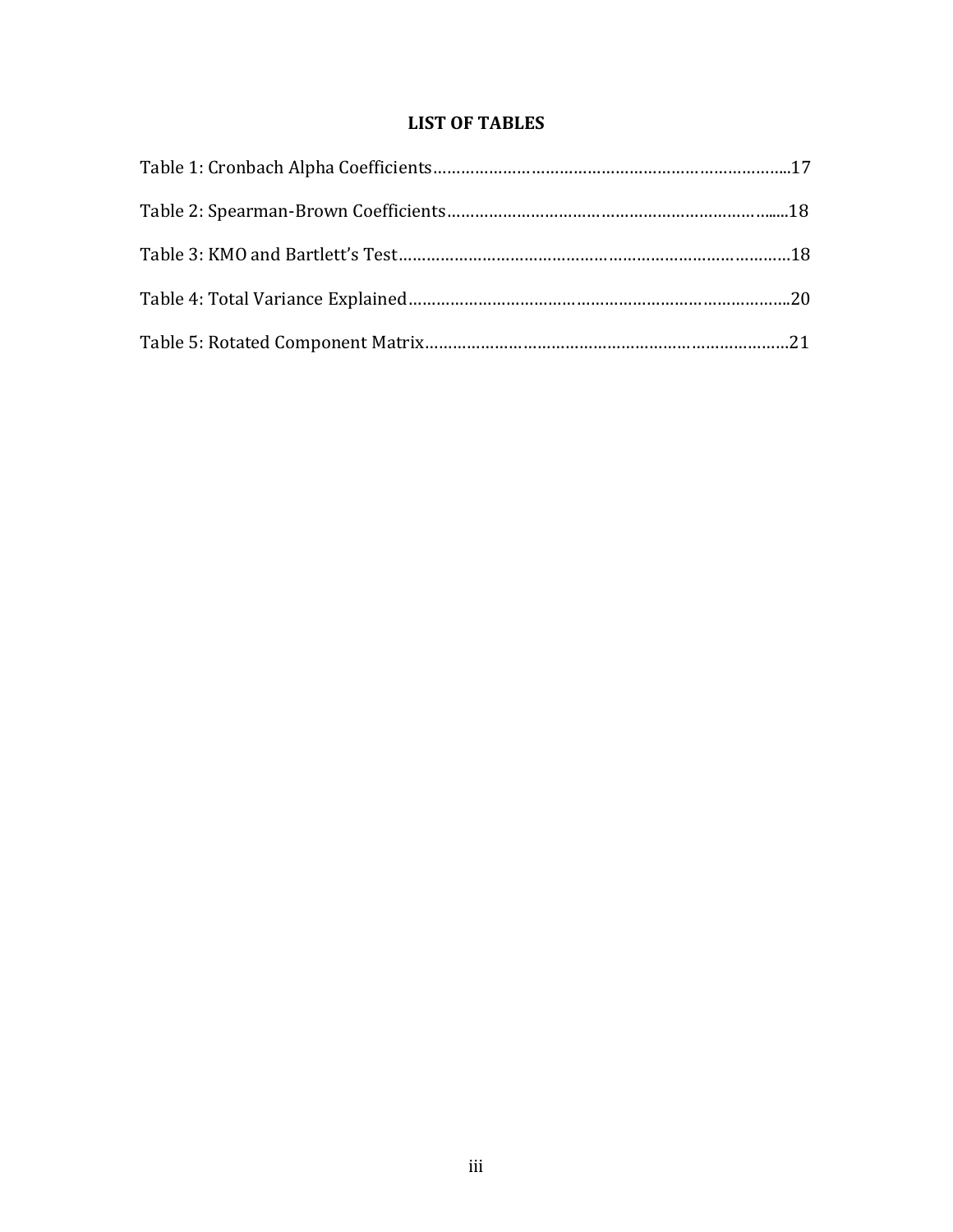# LIST OF TABLES

Table 1: Cronbach Alpha Coefficients…………………………………………………………………...17

Table 2: Spearman-Brown Coefficients……………………………………………………………......18

Table 3: KMO and Bartlett's Test……………………………………………………………………………18

Table 4: Total Variance Explained………………………………………………………………………..20

Table 5: Rotated Component Matrix……………………………………………………………………21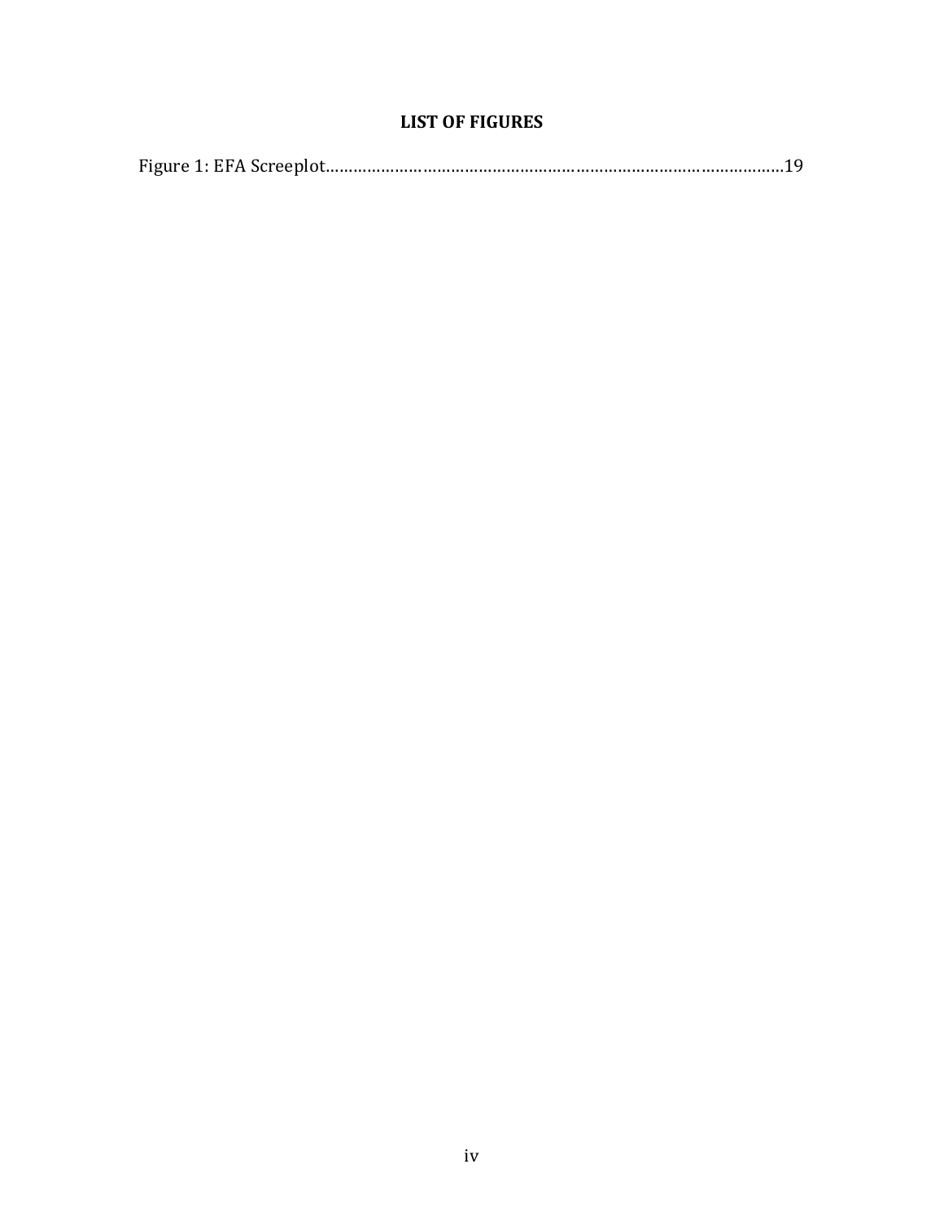## LIST OF FIGURES

Figure 1: EFA Screeplot……………………………………………………………………………………19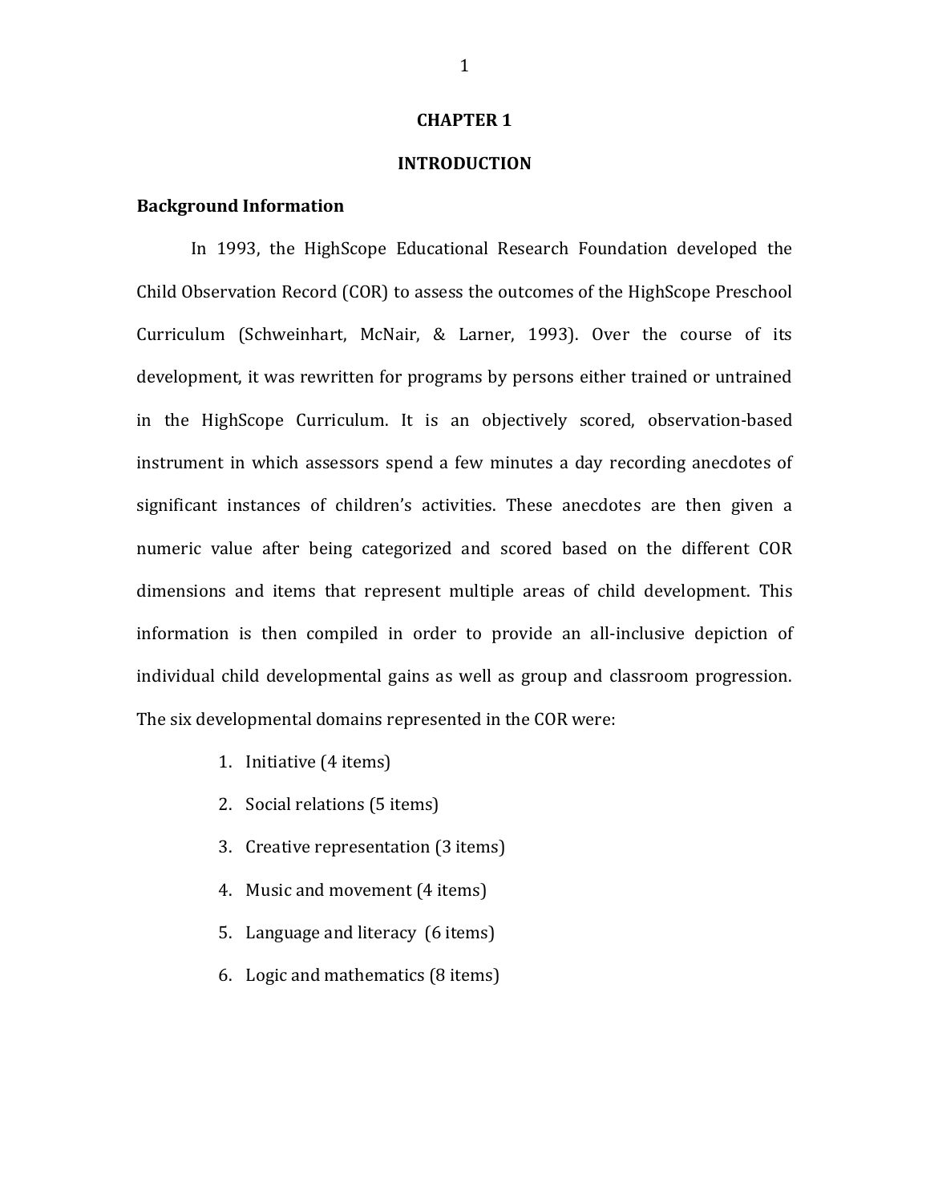# CHAPTER 1

# INTRODUCTION

## Background Information

In 1993, the HighScope Educational Research Foundation developed the Child Observation Record (COR) to assess the outcomes of the HighScope Preschool Curriculum (Schweinhart, McNair, & Larner, 1993). Over the course of its development, it was rewritten for programs by persons either trained or untrained in the HighScope Curriculum. It is an objectively scored, observation-based instrument in which assessors spend a few minutes a day recording anecdotes of significant instances of children's activities. These anecdotes are then given a numeric value after being categorized and scored based on the different COR dimensions and items that represent multiple areas of child development. This information is then compiled in order to provide an all-inclusive depiction of individual child developmental gains as well as group and classroom progression. The six developmental domains represented in the COR were:

1. Initiative (4 items)
2. Social relations (5 items)
3. Creative representation (3 items)
4. Music and movement (4 items)
5. Language and literacy (6 items)
6. Logic and mathematics (8 items)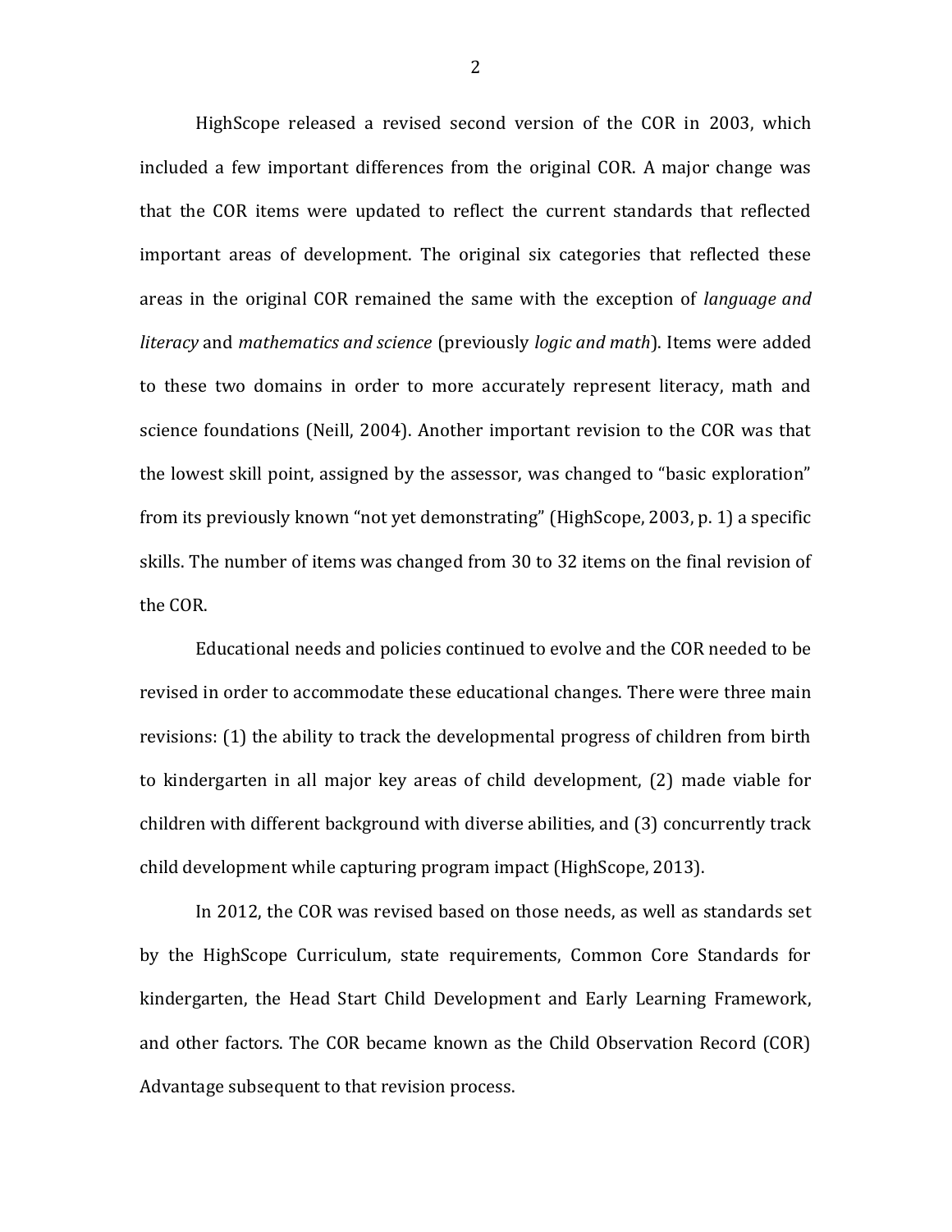HighScope released a revised second version of the COR in 2003, which included a few important differences from the original COR. A major change was that the COR items were updated to reflect the current standards that reflected important areas of development. The original six categories that reflected these areas in the original COR remained the same with the exception of *language and literacy* and *mathematics and science* (previously *logic and math*). Items were added to these two domains in order to more accurately represent literacy, math and science foundations (Neill, 2004). Another important revision to the COR was that the lowest skill point, assigned by the assessor, was changed to "basic exploration" from its previously known "not yet demonstrating" (HighScope, 2003, p. 1) a specific skills. The number of items was changed from 30 to 32 items on the final revision of the COR.

Educational needs and policies continued to evolve and the COR needed to be revised in order to accommodate these educational changes. There were three main revisions: (1) the ability to track the developmental progress of children from birth to kindergarten in all major key areas of child development, (2) made viable for children with different background with diverse abilities, and (3) concurrently track child development while capturing program impact (HighScope, 2013).

In 2012, the COR was revised based on those needs, as well as standards set by the HighScope Curriculum, state requirements, Common Core Standards for kindergarten, the Head Start Child Development and Early Learning Framework, and other factors. The COR became known as the Child Observation Record (COR) Advantage subsequent to that revision process.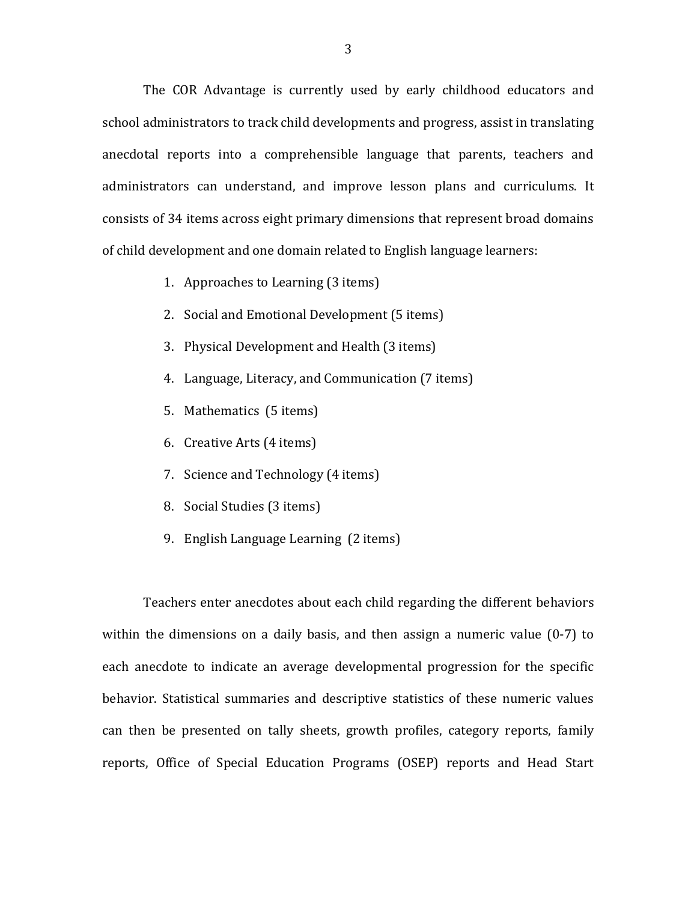The COR Advantage is currently used by early childhood educators and school administrators to track child developments and progress, assist in translating anecdotal reports into a comprehensible language that parents, teachers and administrators can understand, and improve lesson plans and curriculums. It consists of 34 items across eight primary dimensions that represent broad domains of child development and one domain related to English language learners:

1. Approaches to Learning (3 items)
2. Social and Emotional Development (5 items)
3. Physical Development and Health (3 items)
4. Language, Literacy, and Communication (7 items)
5. Mathematics (5 items)
6. Creative Arts (4 items)
7. Science and Technology (4 items)
8. Social Studies (3 items)
9. English Language Learning (2 items)

Teachers enter anecdotes about each child regarding the different behaviors within the dimensions on a daily basis, and then assign a numeric value (0-7) to each anecdote to indicate an average developmental progression for the specific behavior. Statistical summaries and descriptive statistics of these numeric values can then be presented on tally sheets, growth profiles, category reports, family reports, Office of Special Education Programs (OSEP) reports and Head Start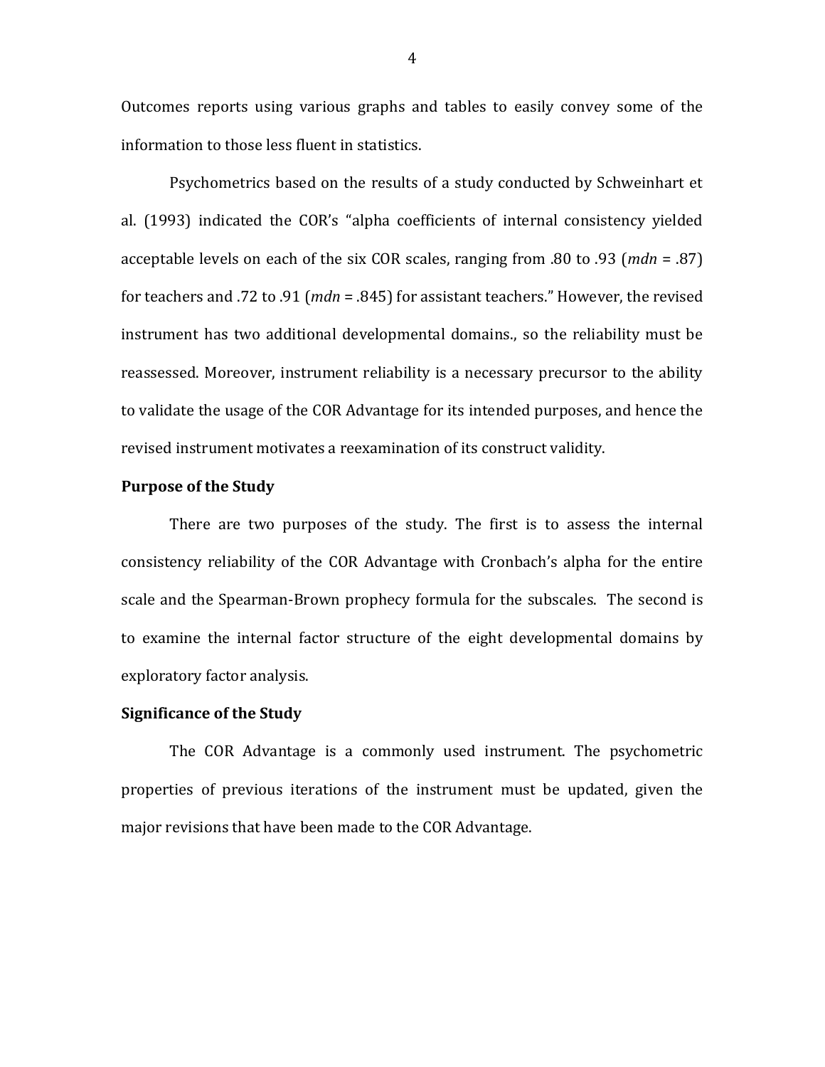Outcomes reports using various graphs and tables to easily convey some of the information to those less fluent in statistics.

Psychometrics based on the results of a study conducted by Schweinhart et al. (1993) indicated the COR's "alpha coefficients of internal consistency yielded acceptable levels on each of the six COR scales, ranging from .80 to .93 (*mdn* = .87) for teachers and .72 to .91 (*mdn* = .845) for assistant teachers." However, the revised instrument has two additional developmental domains., so the reliability must be reassessed. Moreover, instrument reliability is a necessary precursor to the ability to validate the usage of the COR Advantage for its intended purposes, and hence the revised instrument motivates a reexamination of its construct validity.

### Purpose of the Study

There are two purposes of the study. The first is to assess the internal consistency reliability of the COR Advantage with Cronbach's alpha for the entire scale and the Spearman-Brown prophecy formula for the subscales. The second is to examine the internal factor structure of the eight developmental domains by exploratory factor analysis.

### Significance of the Study

The COR Advantage is a commonly used instrument. The psychometric properties of previous iterations of the instrument must be updated, given the major revisions that have been made to the COR Advantage.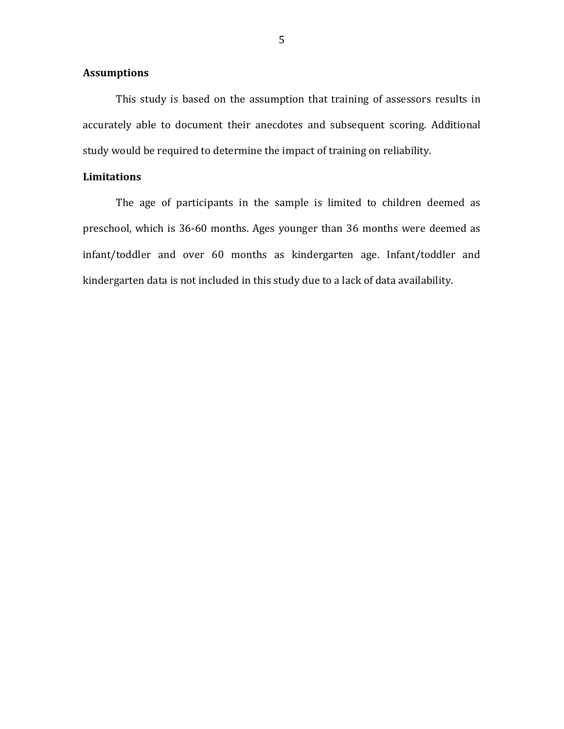### Assumptions

This study is based on the assumption that training of assessors results in accurately able to document their anecdotes and subsequent scoring. Additional study would be required to determine the impact of training on reliability.

### Limitations

The age of participants in the sample is limited to children deemed as preschool, which is 36-60 months. Ages younger than 36 months were deemed as infant/toddler and over 60 months as kindergarten age. Infant/toddler and kindergarten data is not included in this study due to a lack of data availability.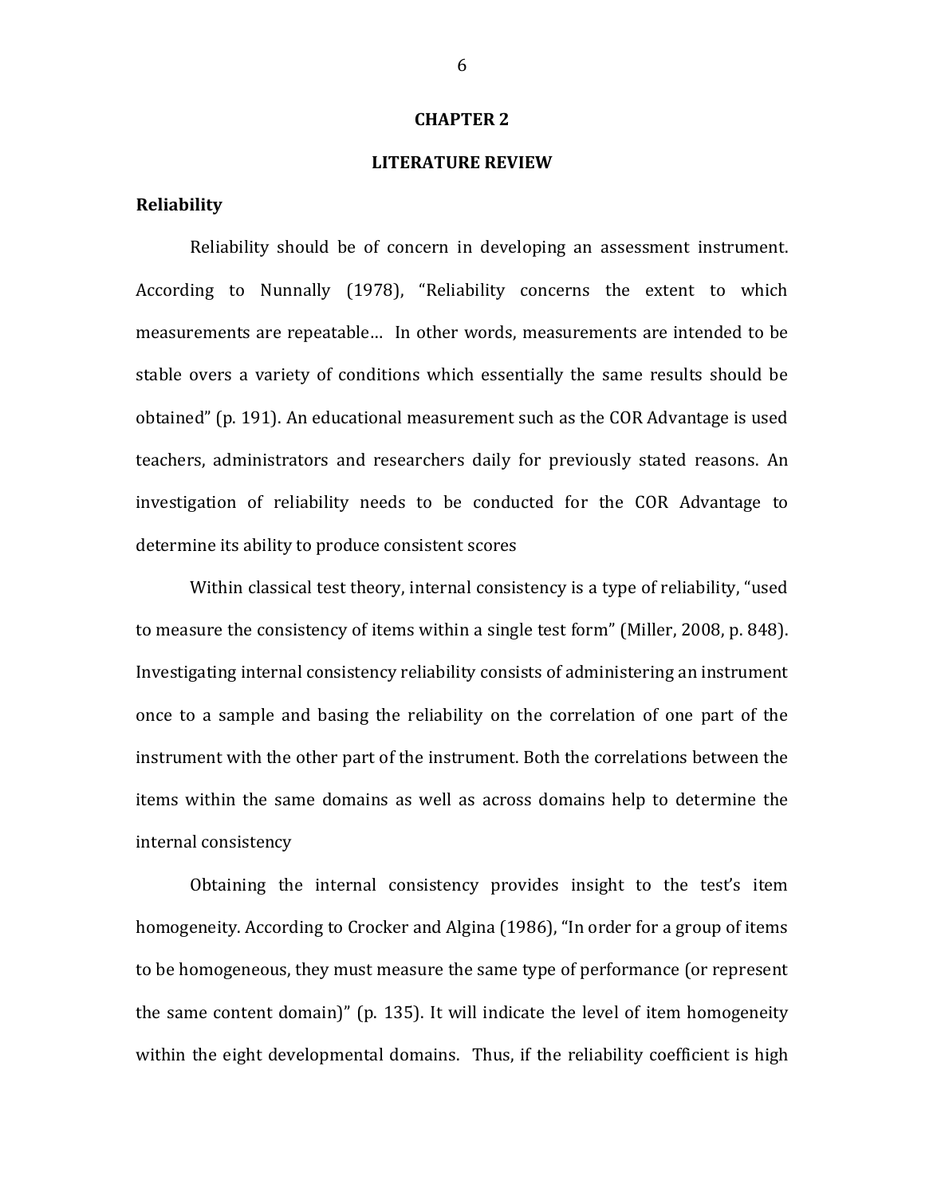# CHAPTER 2

# LITERATURE REVIEW

## Reliability

Reliability should be of concern in developing an assessment instrument. According to Nunnally (1978), "Reliability concerns the extent to which measurements are repeatable… In other words, measurements are intended to be stable overs a variety of conditions which essentially the same results should be obtained" (p. 191). An educational measurement such as the COR Advantage is used teachers, administrators and researchers daily for previously stated reasons. An investigation of reliability needs to be conducted for the COR Advantage to determine its ability to produce consistent scores

Within classical test theory, internal consistency is a type of reliability, "used to measure the consistency of items within a single test form" (Miller, 2008, p. 848). Investigating internal consistency reliability consists of administering an instrument once to a sample and basing the reliability on the correlation of one part of the instrument with the other part of the instrument. Both the correlations between the items within the same domains as well as across domains help to determine the internal consistency

Obtaining the internal consistency provides insight to the test's item homogeneity. According to Crocker and Algina (1986), "In order for a group of items to be homogeneous, they must measure the same type of performance (or represent the same content domain)" (p. 135). It will indicate the level of item homogeneity within the eight developmental domains. Thus, if the reliability coefficient is high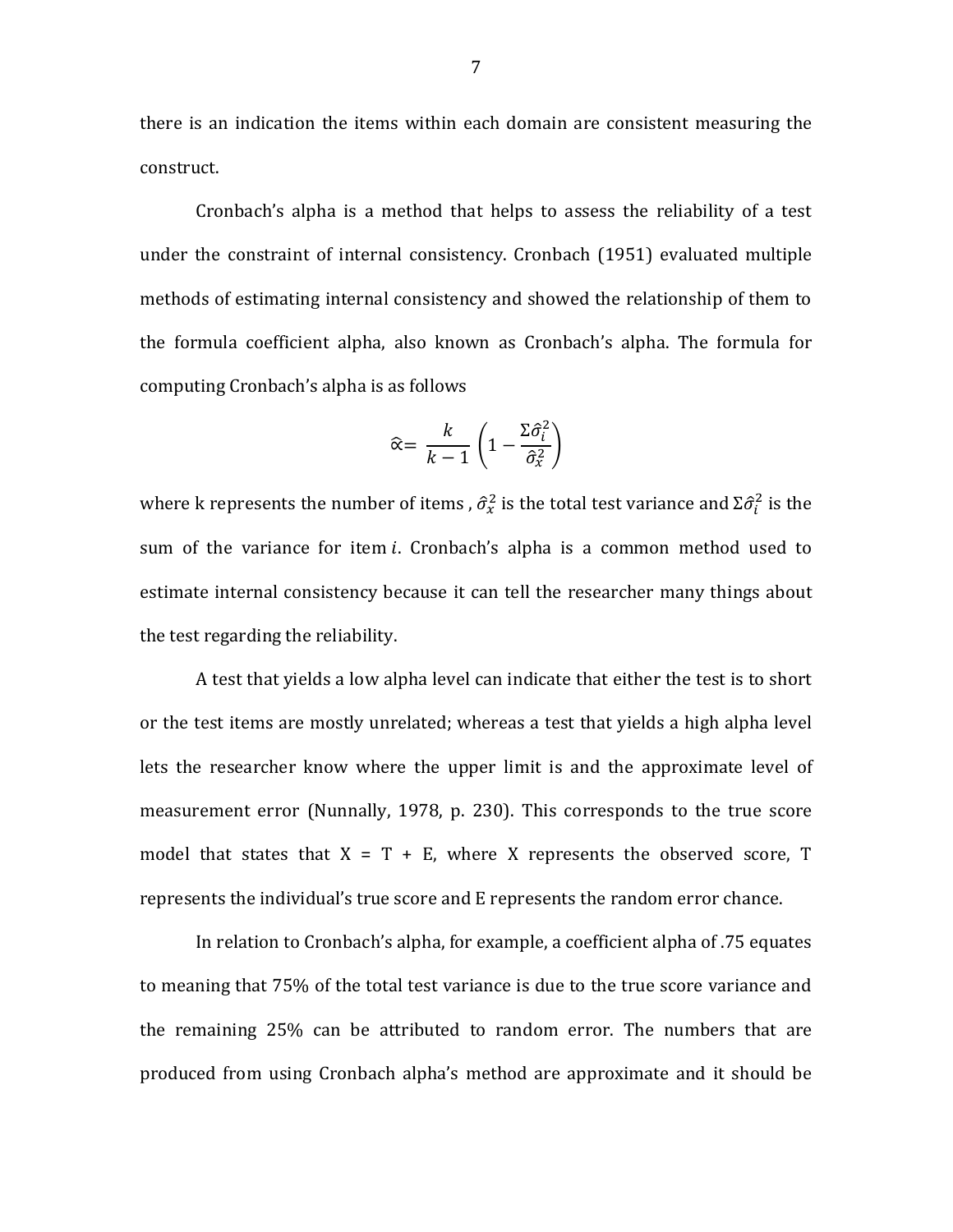there is an indication the items within each domain are consistent measuring the construct.

Cronbach's alpha is a method that helps to assess the reliability of a test under the constraint of internal consistency. Cronbach (1951) evaluated multiple methods of estimating internal consistency and showed the relationship of them to the formula coefficient alpha, also known as Cronbach's alpha. The formula for computing Cronbach's alpha is as follows

$$\hat{\alpha} = \frac{k}{k-1}\left(1 - \frac{\Sigma\hat{\sigma}_i^2}{\hat{\sigma}_x^2}\right)$$

where k represents the number of items , $\hat{\sigma}_x^2$ is the total test variance and $\Sigma\hat{\sigma}_i^2$ is the sum of the variance for item $i$. Cronbach's alpha is a common method used to estimate internal consistency because it can tell the researcher many things about the test regarding the reliability.

A test that yields a low alpha level can indicate that either the test is to short or the test items are mostly unrelated; whereas a test that yields a high alpha level lets the researcher know where the upper limit is and the approximate level of measurement error (Nunnally, 1978, p. 230). This corresponds to the true score model that states that X = T + E, where X represents the observed score, T represents the individual's true score and E represents the random error chance.

In relation to Cronbach's alpha, for example, a coefficient alpha of .75 equates to meaning that 75% of the total test variance is due to the true score variance and the remaining 25% can be attributed to random error. The numbers that are produced from using Cronbach alpha's method are approximate and it should be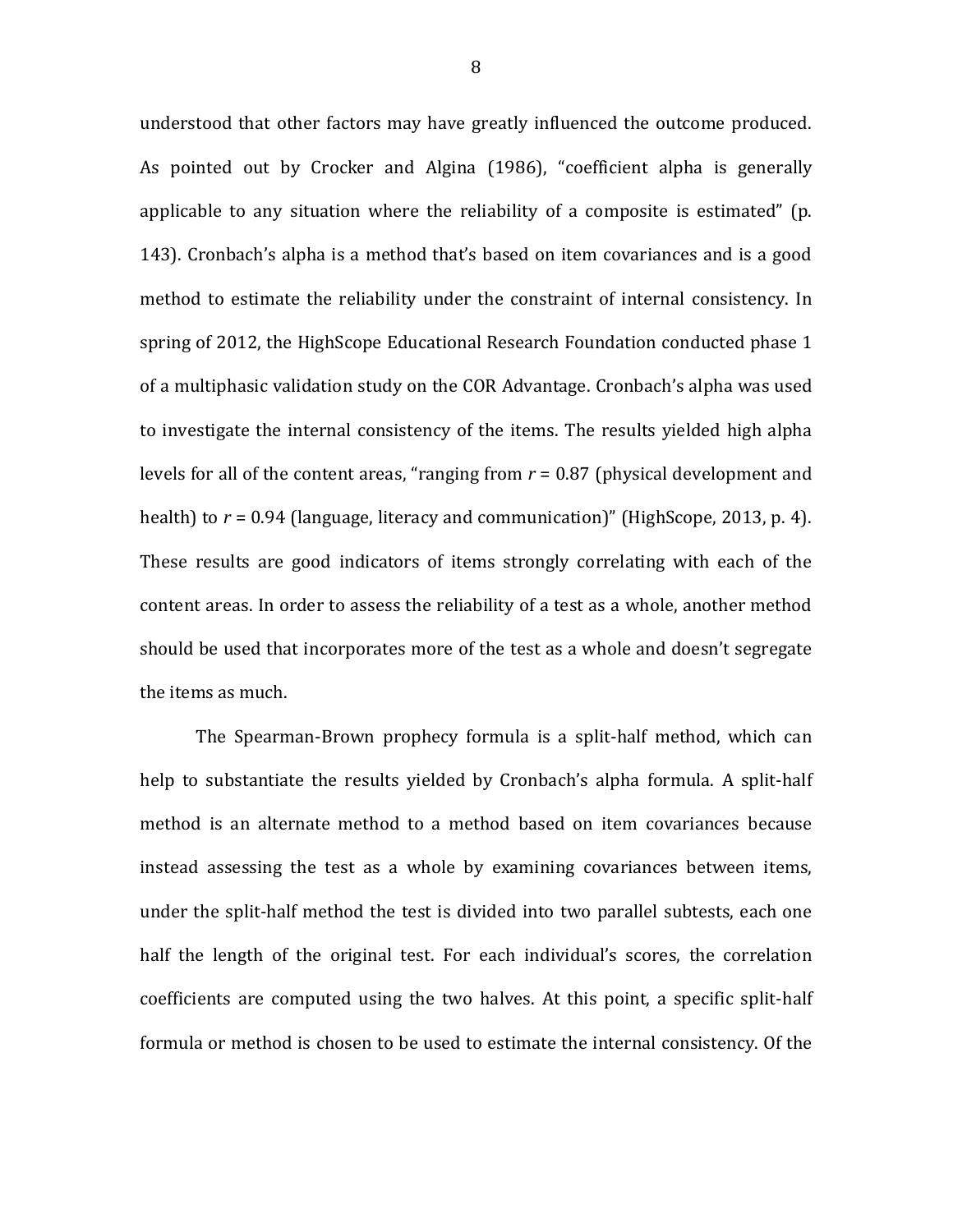understood that other factors may have greatly influenced the outcome produced. As pointed out by Crocker and Algina (1986), "coefficient alpha is generally applicable to any situation where the reliability of a composite is estimated" (p. 143). Cronbach's alpha is a method that's based on item covariances and is a good method to estimate the reliability under the constraint of internal consistency. In spring of 2012, the HighScope Educational Research Foundation conducted phase 1 of a multiphasic validation study on the COR Advantage. Cronbach's alpha was used to investigate the internal consistency of the items. The results yielded high alpha levels for all of the content areas, "ranging from $r$ = 0.87 (physical development and health) to $r$ = 0.94 (language, literacy and communication)" (HighScope, 2013, p. 4). These results are good indicators of items strongly correlating with each of the content areas. In order to assess the reliability of a test as a whole, another method should be used that incorporates more of the test as a whole and doesn't segregate the items as much.

The Spearman-Brown prophecy formula is a split-half method, which can help to substantiate the results yielded by Cronbach's alpha formula. A split-half method is an alternate method to a method based on item covariances because instead assessing the test as a whole by examining covariances between items, under the split-half method the test is divided into two parallel subtests, each one half the length of the original test. For each individual's scores, the correlation coefficients are computed using the two halves. At this point, a specific split-half formula or method is chosen to be used to estimate the internal consistency. Of the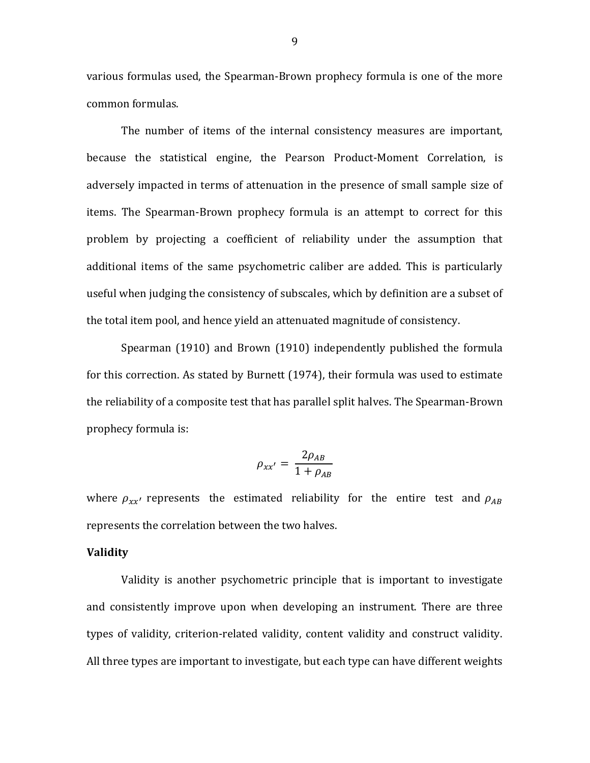various formulas used, the Spearman-Brown prophecy formula is one of the more common formulas.

The number of items of the internal consistency measures are important, because the statistical engine, the Pearson Product-Moment Correlation, is adversely impacted in terms of attenuation in the presence of small sample size of items. The Spearman-Brown prophecy formula is an attempt to correct for this problem by projecting a coefficient of reliability under the assumption that additional items of the same psychometric caliber are added. This is particularly useful when judging the consistency of subscales, which by definition are a subset of the total item pool, and hence yield an attenuated magnitude of consistency.

Spearman (1910) and Brown (1910) independently published the formula for this correction. As stated by Burnett (1974), their formula was used to estimate the reliability of a composite test that has parallel split halves. The Spearman-Brown prophecy formula is:

$$\rho_{xx'} = \frac{2\rho_{AB}}{1 + \rho_{AB}}$$

where $\rho_{xx'}$ represents the estimated reliability for the entire test and $\rho_{AB}$ represents the correlation between the two halves.

**Validity**

Validity is another psychometric principle that is important to investigate and consistently improve upon when developing an instrument. There are three types of validity, criterion-related validity, content validity and construct validity. All three types are important to investigate, but each type can have different weights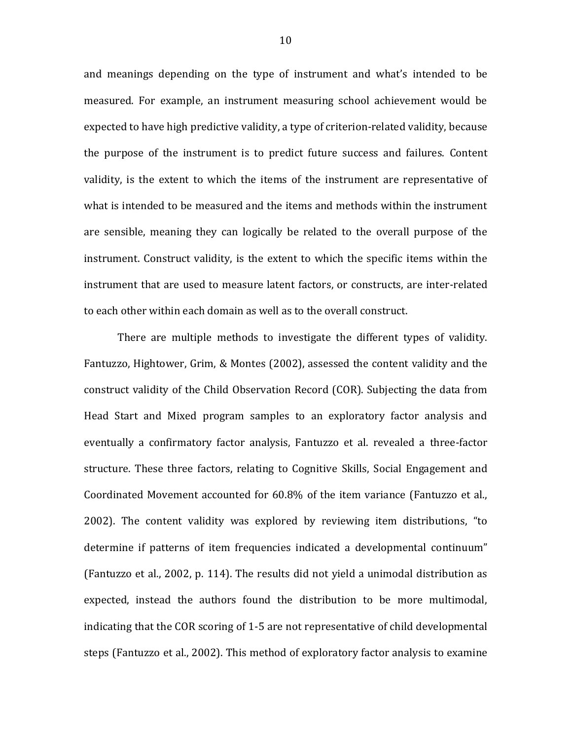and meanings depending on the type of instrument and what's intended to be measured. For example, an instrument measuring school achievement would be expected to have high predictive validity, a type of criterion-related validity, because the purpose of the instrument is to predict future success and failures. Content validity, is the extent to which the items of the instrument are representative of what is intended to be measured and the items and methods within the instrument are sensible, meaning they can logically be related to the overall purpose of the instrument. Construct validity, is the extent to which the specific items within the instrument that are used to measure latent factors, or constructs, are inter-related to each other within each domain as well as to the overall construct.

There are multiple methods to investigate the different types of validity. Fantuzzo, Hightower, Grim, & Montes (2002), assessed the content validity and the construct validity of the Child Observation Record (COR). Subjecting the data from Head Start and Mixed program samples to an exploratory factor analysis and eventually a confirmatory factor analysis, Fantuzzo et al. revealed a three-factor structure. These three factors, relating to Cognitive Skills, Social Engagement and Coordinated Movement accounted for 60.8% of the item variance (Fantuzzo et al., 2002). The content validity was explored by reviewing item distributions, "to determine if patterns of item frequencies indicated a developmental continuum" (Fantuzzo et al., 2002, p. 114). The results did not yield a unimodal distribution as expected, instead the authors found the distribution to be more multimodal, indicating that the COR scoring of 1-5 are not representative of child developmental steps (Fantuzzo et al., 2002). This method of exploratory factor analysis to examine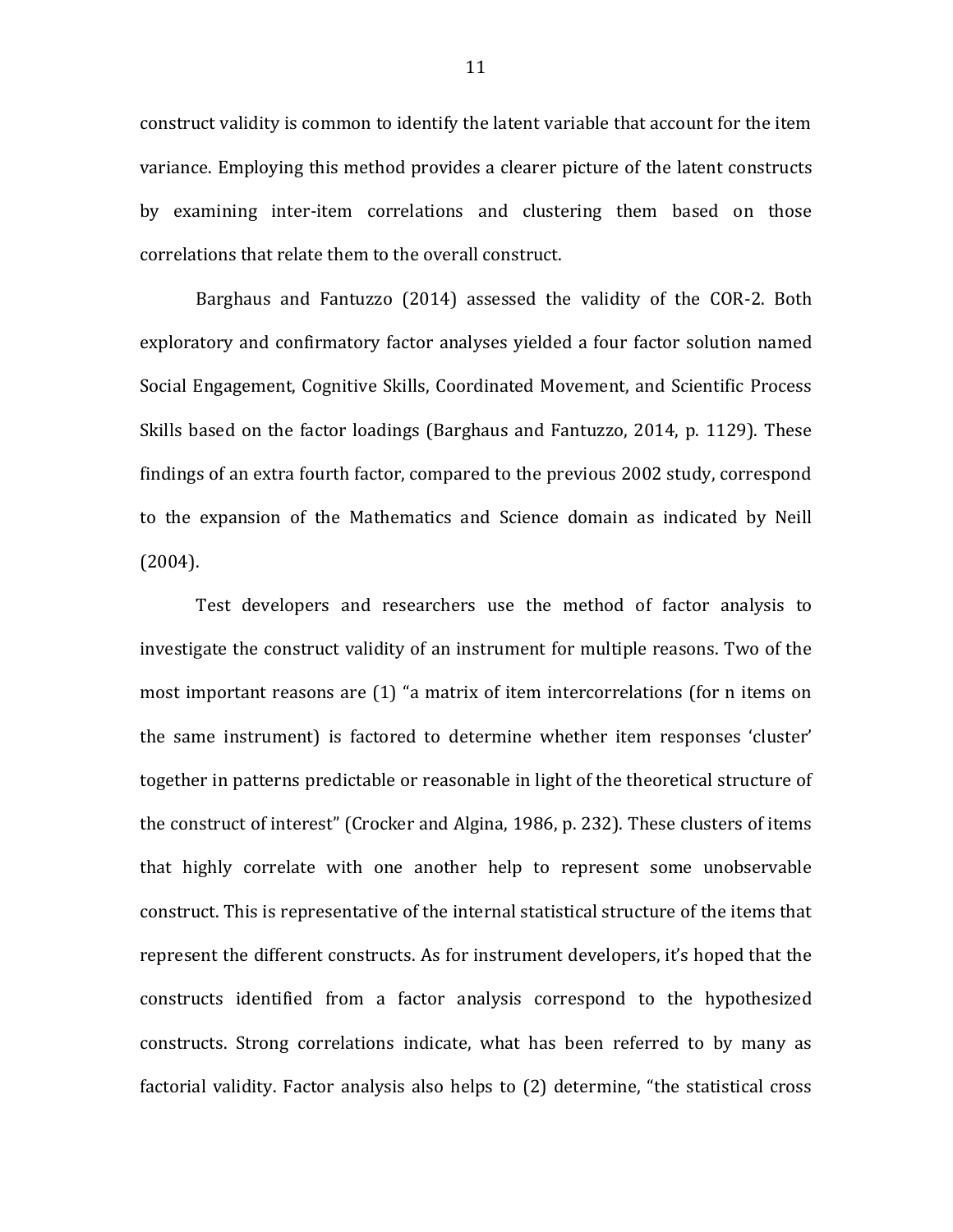construct validity is common to identify the latent variable that account for the item variance. Employing this method provides a clearer picture of the latent constructs by examining inter-item correlations and clustering them based on those correlations that relate them to the overall construct.

Barghaus and Fantuzzo (2014) assessed the validity of the COR-2. Both exploratory and confirmatory factor analyses yielded a four factor solution named Social Engagement, Cognitive Skills, Coordinated Movement, and Scientific Process Skills based on the factor loadings (Barghaus and Fantuzzo, 2014, p. 1129). These findings of an extra fourth factor, compared to the previous 2002 study, correspond to the expansion of the Mathematics and Science domain as indicated by Neill (2004).

Test developers and researchers use the method of factor analysis to investigate the construct validity of an instrument for multiple reasons. Two of the most important reasons are (1) "a matrix of item intercorrelations (for n items on the same instrument) is factored to determine whether item responses 'cluster' together in patterns predictable or reasonable in light of the theoretical structure of the construct of interest" (Crocker and Algina, 1986, p. 232). These clusters of items that highly correlate with one another help to represent some unobservable construct. This is representative of the internal statistical structure of the items that represent the different constructs. As for instrument developers, it's hoped that the constructs identified from a factor analysis correspond to the hypothesized constructs. Strong correlations indicate, what has been referred to by many as factorial validity. Factor analysis also helps to (2) determine, "the statistical cross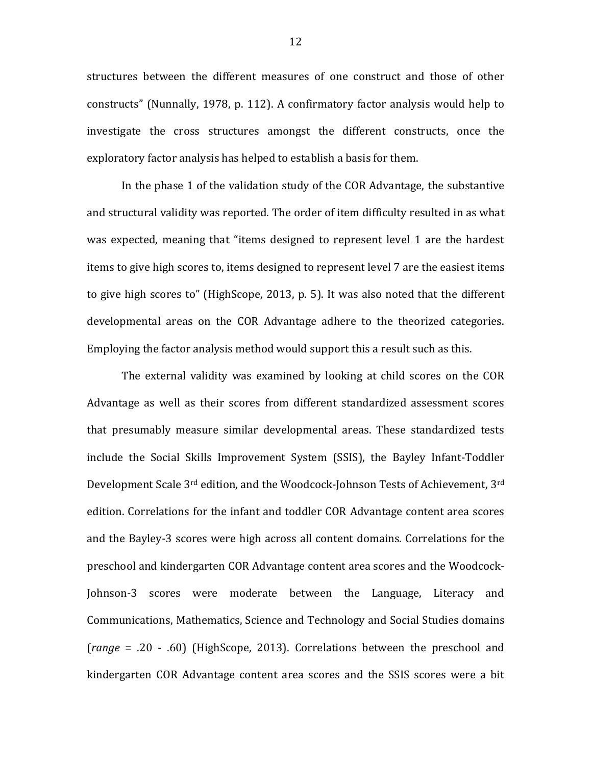structures between the different measures of one construct and those of other constructs" (Nunnally, 1978, p. 112). A confirmatory factor analysis would help to investigate the cross structures amongst the different constructs, once the exploratory factor analysis has helped to establish a basis for them.

In the phase 1 of the validation study of the COR Advantage, the substantive and structural validity was reported. The order of item difficulty resulted in as what was expected, meaning that "items designed to represent level 1 are the hardest items to give high scores to, items designed to represent level 7 are the easiest items to give high scores to" (HighScope, 2013, p. 5). It was also noted that the different developmental areas on the COR Advantage adhere to the theorized categories. Employing the factor analysis method would support this a result such as this.

The external validity was examined by looking at child scores on the COR Advantage as well as their scores from different standardized assessment scores that presumably measure similar developmental areas. These standardized tests include the Social Skills Improvement System (SSIS), the Bayley Infant-Toddler Development Scale 3rd edition, and the Woodcock-Johnson Tests of Achievement, 3rd edition. Correlations for the infant and toddler COR Advantage content area scores and the Bayley-3 scores were high across all content domains. Correlations for the preschool and kindergarten COR Advantage content area scores and the Woodcock-Johnson-3 scores were moderate between the Language, Literacy and Communications, Mathematics, Science and Technology and Social Studies domains (*range* = .20 - .60) (HighScope, 2013). Correlations between the preschool and kindergarten COR Advantage content area scores and the SSIS scores were a bit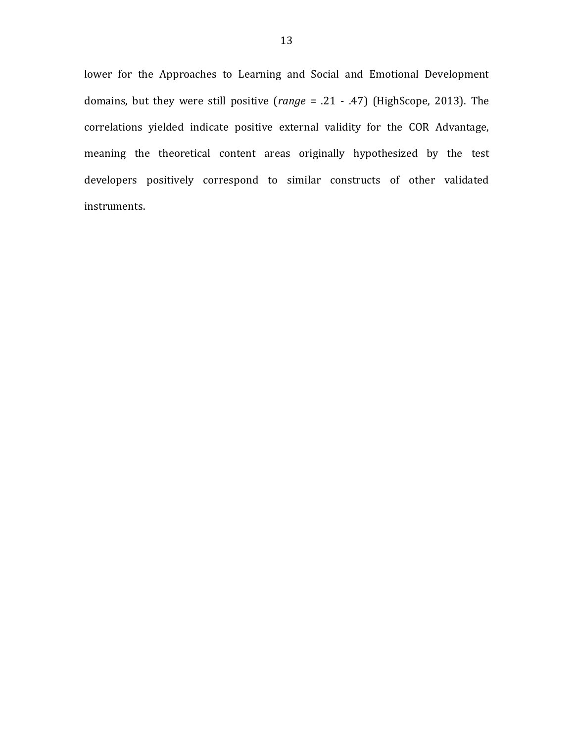lower for the Approaches to Learning and Social and Emotional Development domains, but they were still positive (*range* = .21 - .47) (HighScope, 2013). The correlations yielded indicate positive external validity for the COR Advantage, meaning the theoretical content areas originally hypothesized by the test developers positively correspond to similar constructs of other validated instruments.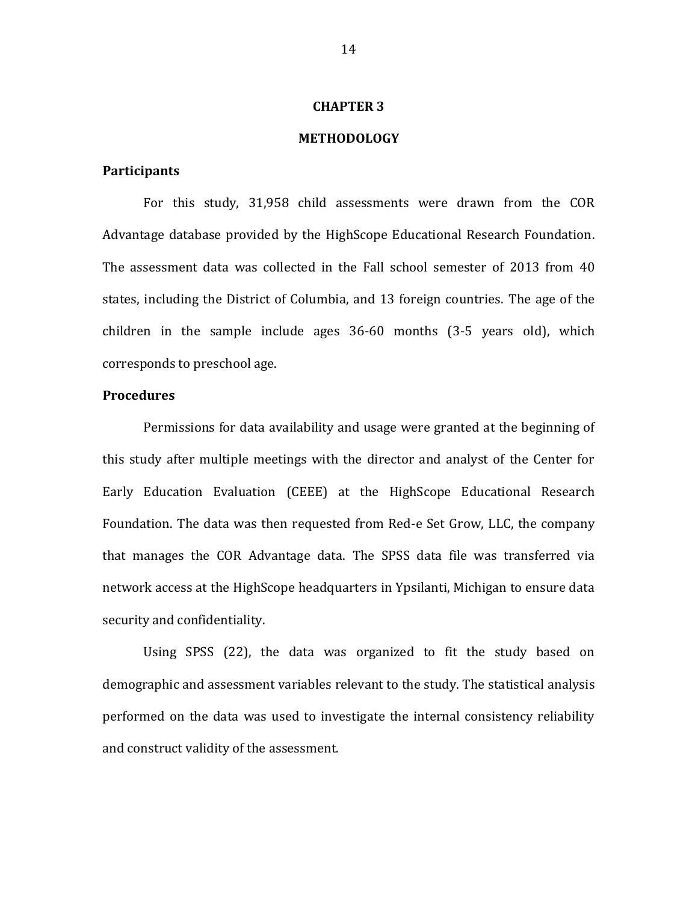# CHAPTER 3

# METHODOLOGY

## Participants

For this study, 31,958 child assessments were drawn from the COR Advantage database provided by the HighScope Educational Research Foundation. The assessment data was collected in the Fall school semester of 2013 from 40 states, including the District of Columbia, and 13 foreign countries. The age of the children in the sample include ages 36-60 months (3-5 years old), which corresponds to preschool age.

## Procedures

Permissions for data availability and usage were granted at the beginning of this study after multiple meetings with the director and analyst of the Center for Early Education Evaluation (CEEE) at the HighScope Educational Research Foundation. The data was then requested from Red-e Set Grow, LLC, the company that manages the COR Advantage data. The SPSS data file was transferred via network access at the HighScope headquarters in Ypsilanti, Michigan to ensure data security and confidentiality.

Using SPSS (22), the data was organized to fit the study based on demographic and assessment variables relevant to the study. The statistical analysis performed on the data was used to investigate the internal consistency reliability and construct validity of the assessment.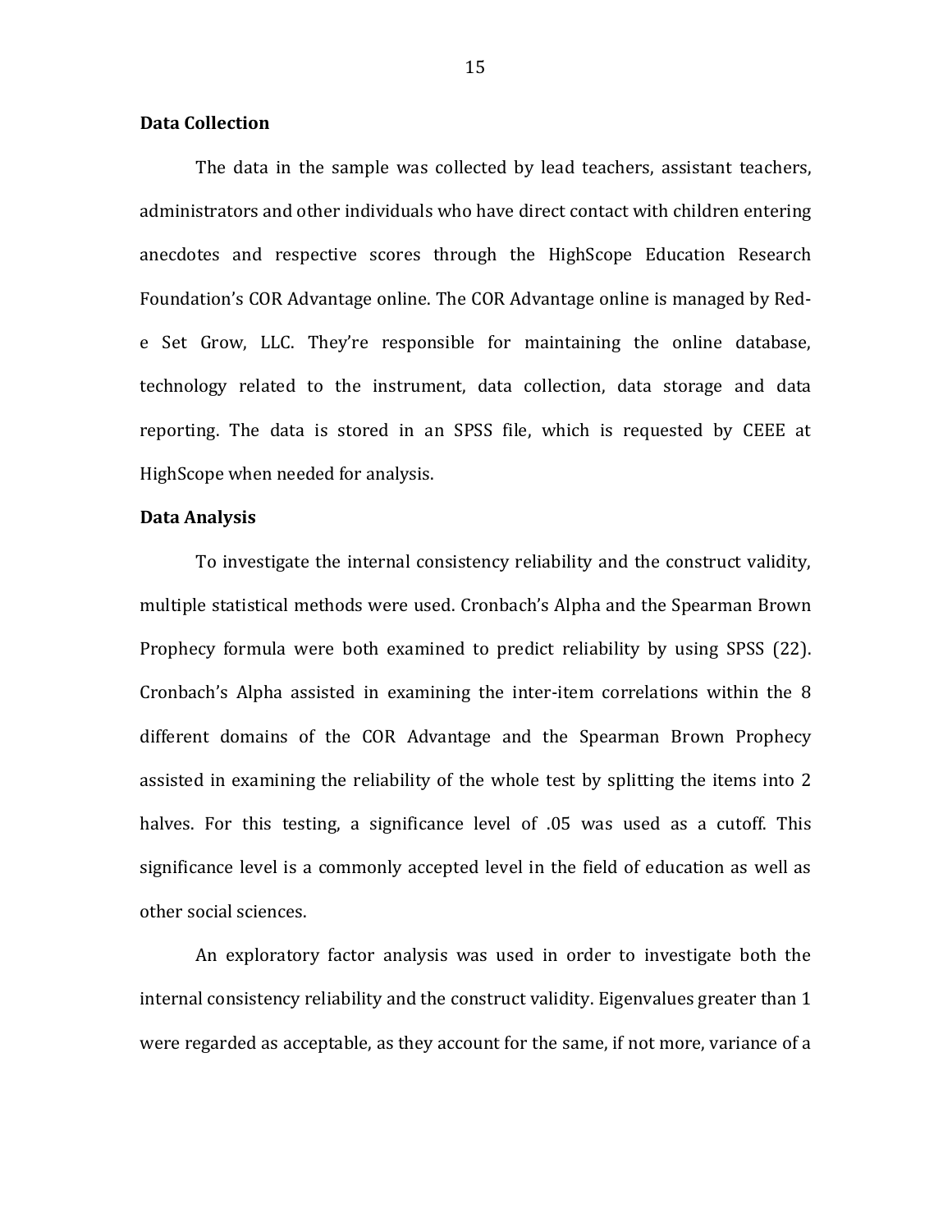### Data Collection

The data in the sample was collected by lead teachers, assistant teachers, administrators and other individuals who have direct contact with children entering anecdotes and respective scores through the HighScope Education Research Foundation's COR Advantage online. The COR Advantage online is managed by Red-e Set Grow, LLC. They're responsible for maintaining the online database, technology related to the instrument, data collection, data storage and data reporting. The data is stored in an SPSS file, which is requested by CEEE at HighScope when needed for analysis.

### Data Analysis

To investigate the internal consistency reliability and the construct validity, multiple statistical methods were used. Cronbach's Alpha and the Spearman Brown Prophecy formula were both examined to predict reliability by using SPSS (22). Cronbach's Alpha assisted in examining the inter-item correlations within the 8 different domains of the COR Advantage and the Spearman Brown Prophecy assisted in examining the reliability of the whole test by splitting the items into 2 halves. For this testing, a significance level of .05 was used as a cutoff. This significance level is a commonly accepted level in the field of education as well as other social sciences.

An exploratory factor analysis was used in order to investigate both the internal consistency reliability and the construct validity. Eigenvalues greater than 1 were regarded as acceptable, as they account for the same, if not more, variance of a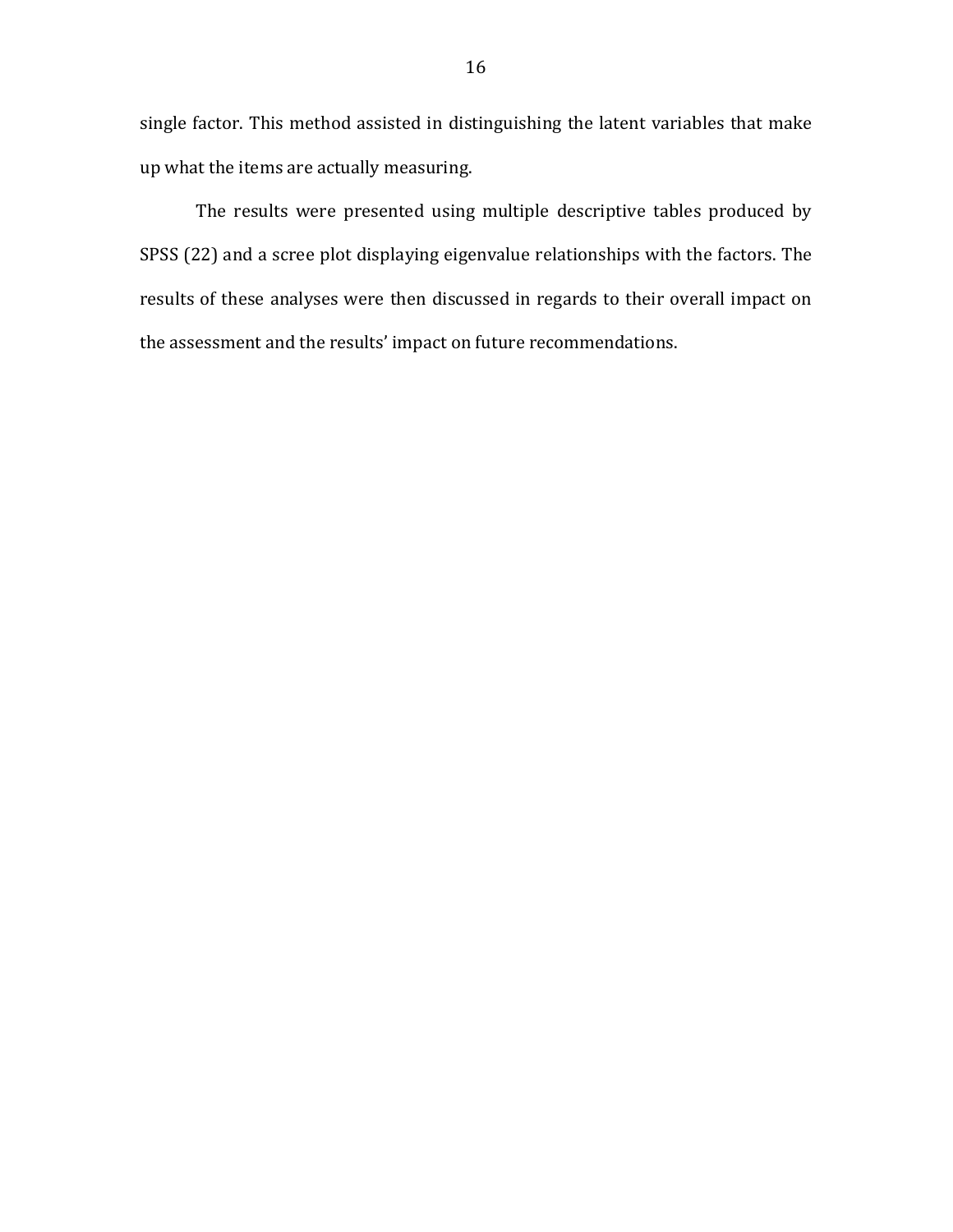single factor. This method assisted in distinguishing the latent variables that make up what the items are actually measuring.

The results were presented using multiple descriptive tables produced by SPSS (22) and a scree plot displaying eigenvalue relationships with the factors. The results of these analyses were then discussed in regards to their overall impact on the assessment and the results' impact on future recommendations.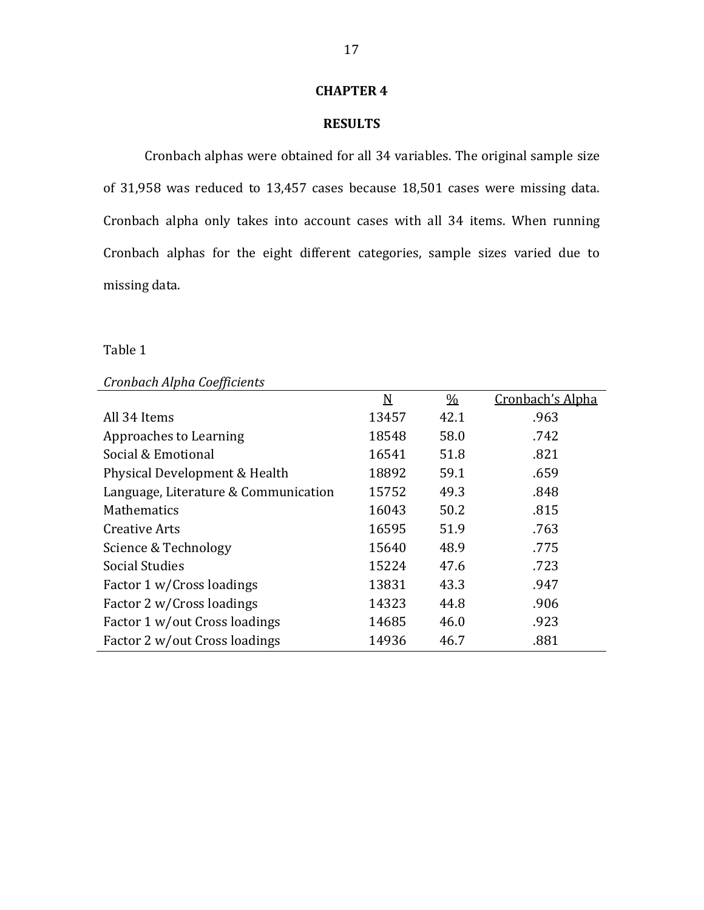# CHAPTER 4

## RESULTS

Cronbach alphas were obtained for all 34 variables. The original sample size of 31,958 was reduced to 13,457 cases because 18,501 cases were missing data. Cronbach alpha only takes into account cases with all 34 items. When running Cronbach alphas for the eight different categories, sample sizes varied due to missing data.

Table 1

*Cronbach Alpha Coefficients*

| | N | % | Cronbach's Alpha |
|---|---|---|---|
| All 34 Items | 13457 | 42.1 | .963 |
| Approaches to Learning | 18548 | 58.0 | .742 |
| Social & Emotional | 16541 | 51.8 | .821 |
| Physical Development & Health | 18892 | 59.1 | .659 |
| Language, Literature & Communication | 15752 | 49.3 | .848 |
| Mathematics | 16043 | 50.2 | .815 |
| Creative Arts | 16595 | 51.9 | .763 |
| Science & Technology | 15640 | 48.9 | .775 |
| Social Studies | 15224 | 47.6 | .723 |
| Factor 1 w/Cross loadings | 13831 | 43.3 | .947 |
| Factor 2 w/Cross loadings | 14323 | 44.8 | .906 |
| Factor 1 w/out Cross loadings | 14685 | 46.0 | .923 |
| Factor 2 w/out Cross loadings | 14936 | 46.7 | .881 |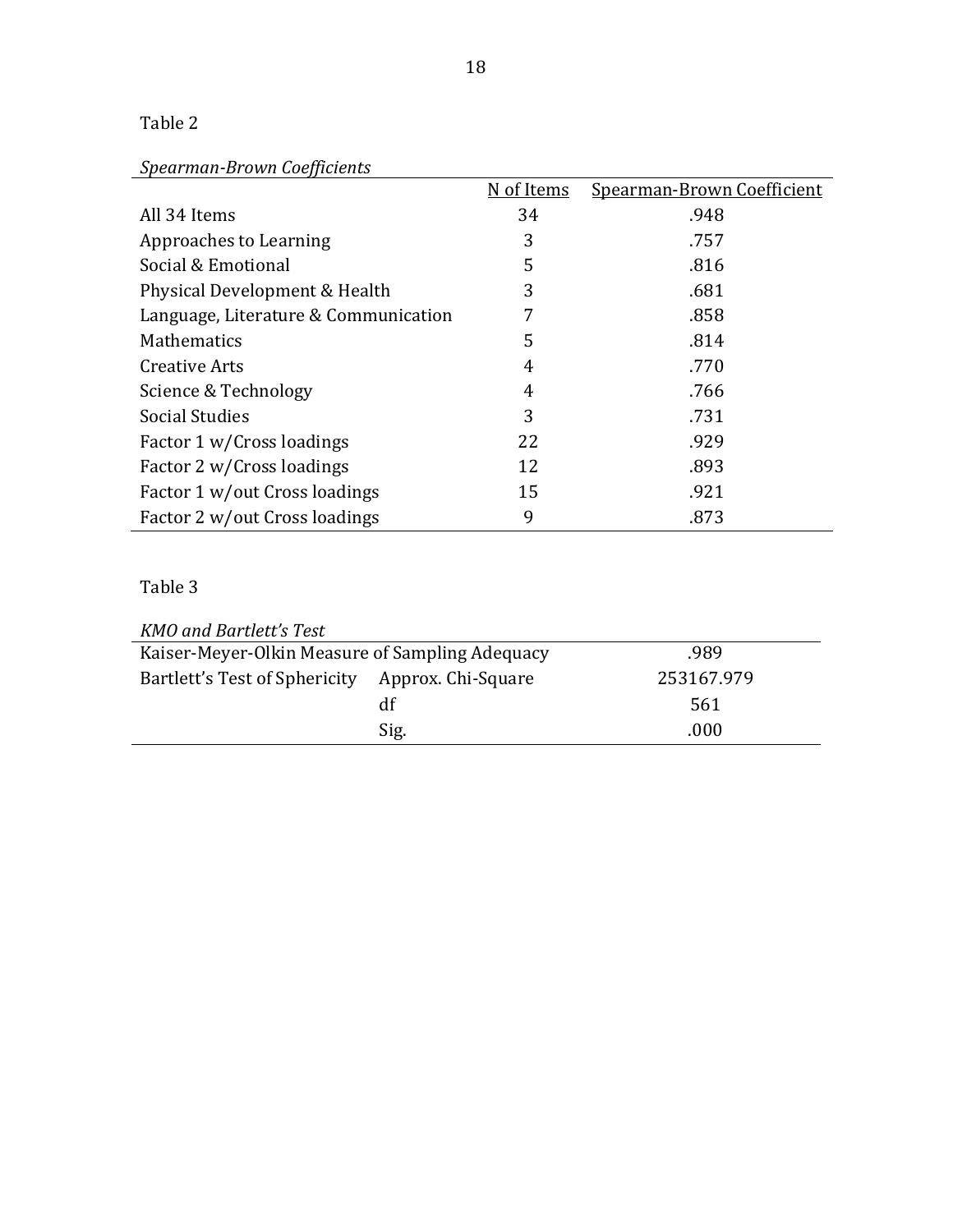Table 2

*Spearman-Brown Coefficients*

| | N of Items | Spearman-Brown Coefficient |
|---|---|---|
| All 34 Items | 34 | .948 |
| Approaches to Learning | 3 | .757 |
| Social & Emotional | 5 | .816 |
| Physical Development & Health | 3 | .681 |
| Language, Literature & Communication | 7 | .858 |
| Mathematics | 5 | .814 |
| Creative Arts | 4 | .770 |
| Science & Technology | 4 | .766 |
| Social Studies | 3 | .731 |
| Factor 1 w/Cross loadings | 22 | .929 |
| Factor 2 w/Cross loadings | 12 | .893 |
| Factor 1 w/out Cross loadings | 15 | .921 |
| Factor 2 w/out Cross loadings | 9 | .873 |

Table 3

*KMO and Bartlett's Test*

| | | |
|---|---|---|
| Kaiser-Meyer-Olkin Measure of Sampling Adequacy | | .989 |
| Bartlett's Test of Sphericity | Approx. Chi-Square | 253167.979 |
| | df | 561 |
| | Sig. | .000 |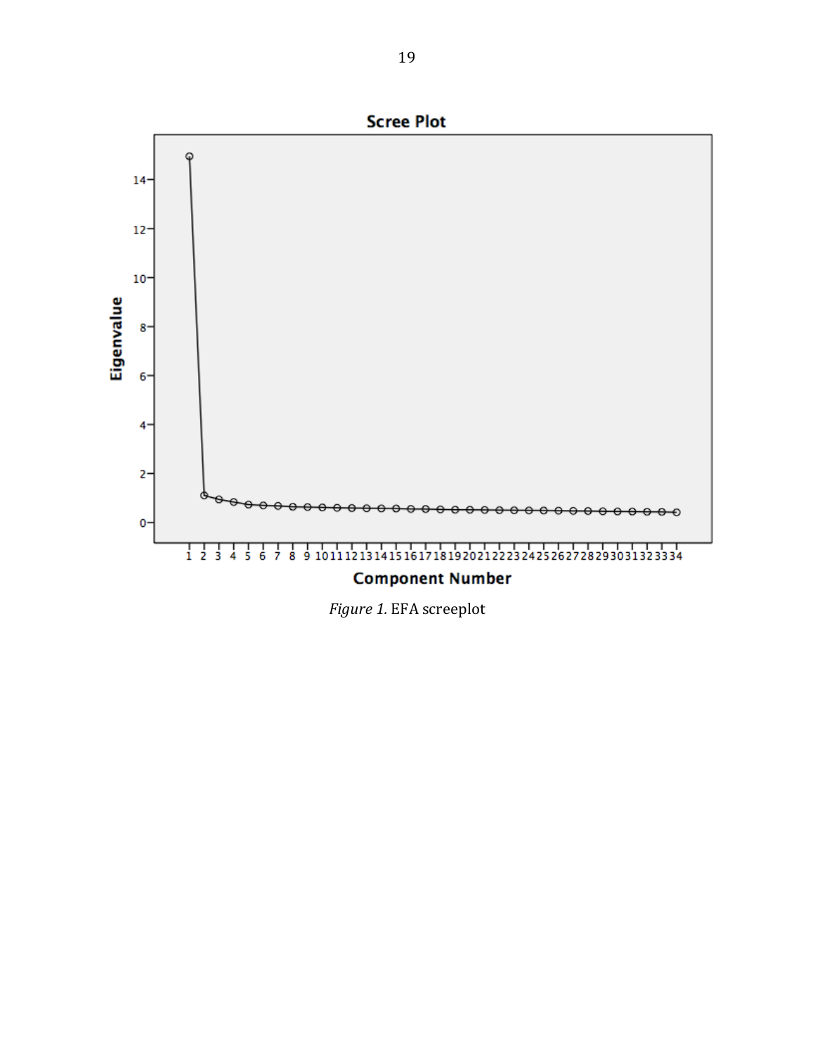*Figure 1.* EFA screeplot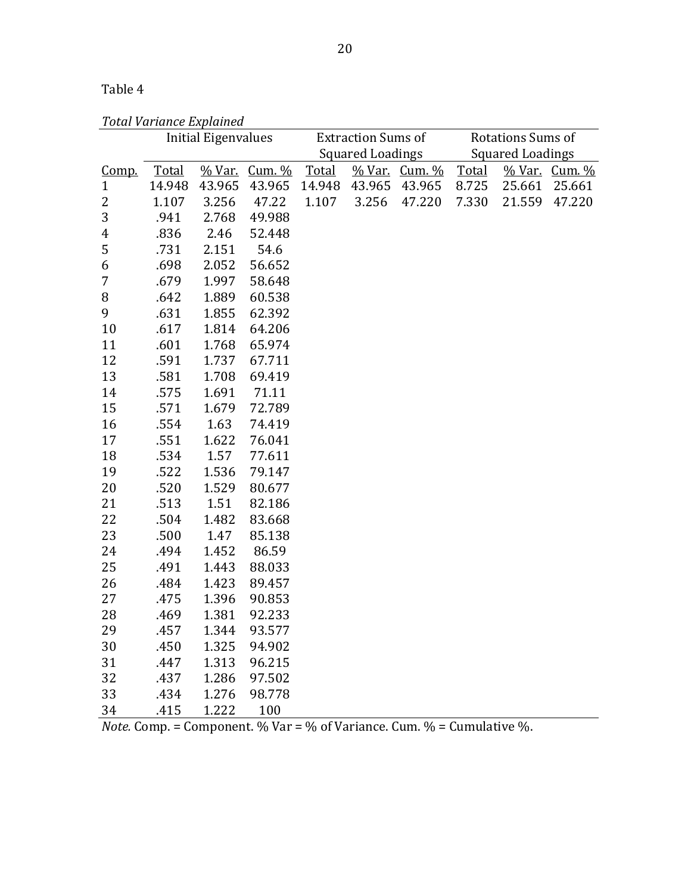Table 4

*Total Variance Explained*

| | Initial Eigenvalues | | | Extraction Sums of Squared Loadings | | | Rotations Sums of Squared Loadings | | |
|---|---|---|---|---|---|---|---|---|---|
| Comp. | Total | % Var. | Cum. % | Total | % Var. | Cum. % | Total | % Var. | Cum. % |
| 1 | 14.948 | 43.965 | 43.965 | 14.948 | 43.965 | 43.965 | 8.725 | 25.661 | 25.661 |
| 2 | 1.107 | 3.256 | 47.22 | 1.107 | 3.256 | 47.220 | 7.330 | 21.559 | 47.220 |
| 3 | .941 | 2.768 | 49.988 | | | | | | |
| 4 | .836 | 2.46 | 52.448 | | | | | | |
| 5 | .731 | 2.151 | 54.6 | | | | | | |
| 6 | .698 | 2.052 | 56.652 | | | | | | |
| 7 | .679 | 1.997 | 58.648 | | | | | | |
| 8 | .642 | 1.889 | 60.538 | | | | | | |
| 9 | .631 | 1.855 | 62.392 | | | | | | |
| 10 | .617 | 1.814 | 64.206 | | | | | | |
| 11 | .601 | 1.768 | 65.974 | | | | | | |
| 12 | .591 | 1.737 | 67.711 | | | | | | |
| 13 | .581 | 1.708 | 69.419 | | | | | | |
| 14 | .575 | 1.691 | 71.11 | | | | | | |
| 15 | .571 | 1.679 | 72.789 | | | | | | |
| 16 | .554 | 1.63 | 74.419 | | | | | | |
| 17 | .551 | 1.622 | 76.041 | | | | | | |
| 18 | .534 | 1.57 | 77.611 | | | | | | |
| 19 | .522 | 1.536 | 79.147 | | | | | | |
| 20 | .520 | 1.529 | 80.677 | | | | | | |
| 21 | .513 | 1.51 | 82.186 | | | | | | |
| 22 | .504 | 1.482 | 83.668 | | | | | | |
| 23 | .500 | 1.47 | 85.138 | | | | | | |
| 24 | .494 | 1.452 | 86.59 | | | | | | |
| 25 | .491 | 1.443 | 88.033 | | | | | | |
| 26 | .484 | 1.423 | 89.457 | | | | | | |
| 27 | .475 | 1.396 | 90.853 | | | | | | |
| 28 | .469 | 1.381 | 92.233 | | | | | | |
| 29 | .457 | 1.344 | 93.577 | | | | | | |
| 30 | .450 | 1.325 | 94.902 | | | | | | |
| 31 | .447 | 1.313 | 96.215 | | | | | | |
| 32 | .437 | 1.286 | 97.502 | | | | | | |
| 33 | .434 | 1.276 | 98.778 | | | | | | |
| 34 | .415 | 1.222 | 100 | | | | | | |

*Note.* Comp. = Component. % Var = % of Variance. Cum. % = Cumulative %.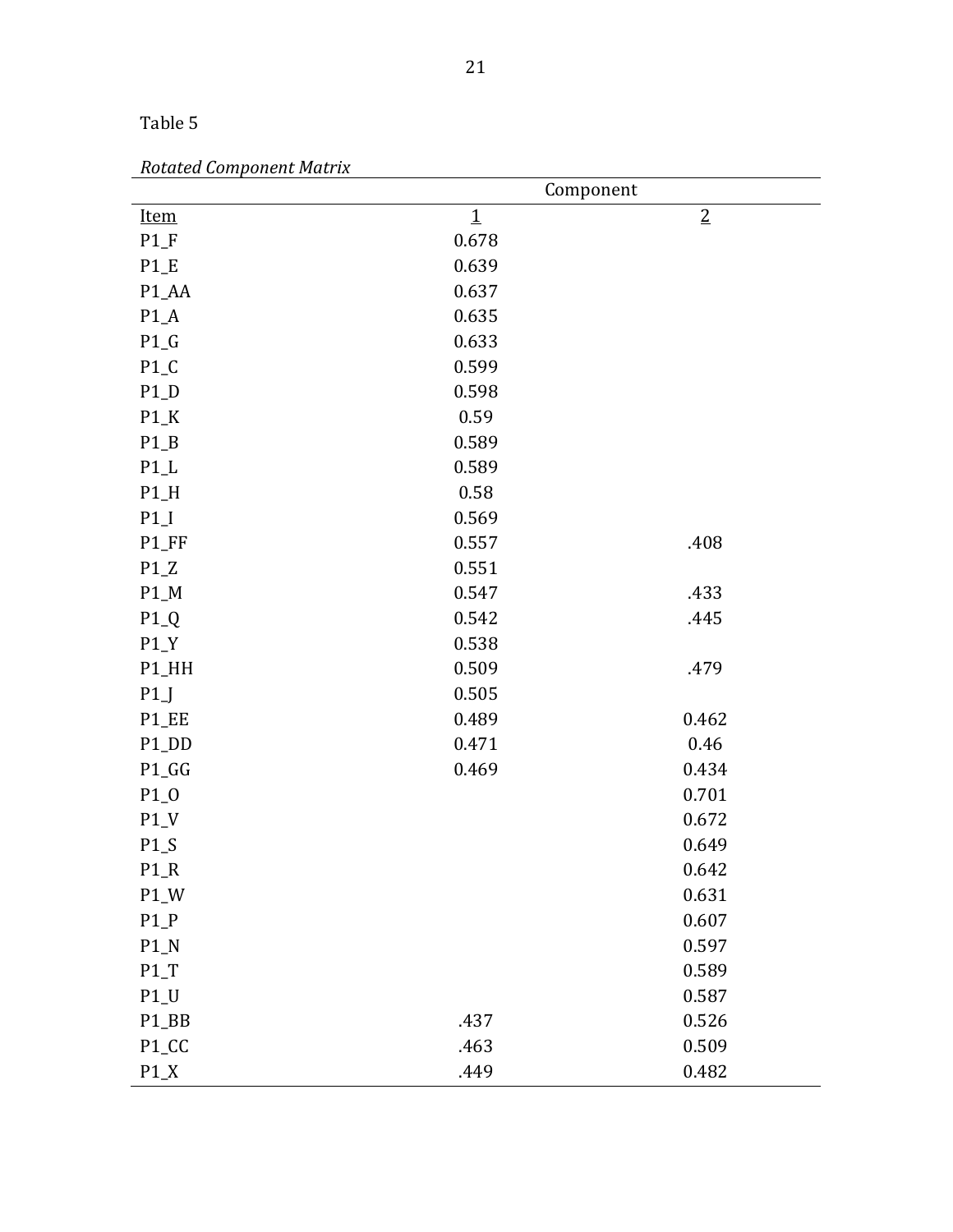Table 5

*Rotated Component Matrix*

| | Component | |
|---|---|---|
| Item | 1 | 2 |
| P1_F | 0.678 | |
| P1_E | 0.639 | |
| P1_AA | 0.637 | |
| P1_A | 0.635 | |
| P1_G | 0.633 | |
| P1_C | 0.599 | |
| P1_D | 0.598 | |
| P1_K | 0.59 | |
| P1_B | 0.589 | |
| P1_L | 0.589 | |
| P1_H | 0.58 | |
| P1_I | 0.569 | |
| P1_FF | 0.557 | .408 |
| P1_Z | 0.551 | |
| P1_M | 0.547 | .433 |
| P1_Q | 0.542 | .445 |
| P1_Y | 0.538 | |
| P1_HH | 0.509 | .479 |
| P1_J | 0.505 | |
| P1_EE | 0.489 | 0.462 |
| P1_DD | 0.471 | 0.46 |
| P1_GG | 0.469 | 0.434 |
| P1_O | | 0.701 |
| P1_V | | 0.672 |
| P1_S | | 0.649 |
| P1_R | | 0.642 |
| P1_W | | 0.631 |
| P1_P | | 0.607 |
| P1_N | | 0.597 |
| P1_T | | 0.589 |
| P1_U | | 0.587 |
| P1_BB | .437 | 0.526 |
| P1_CC | .463 | 0.509 |
| P1_X | .449 | 0.482 |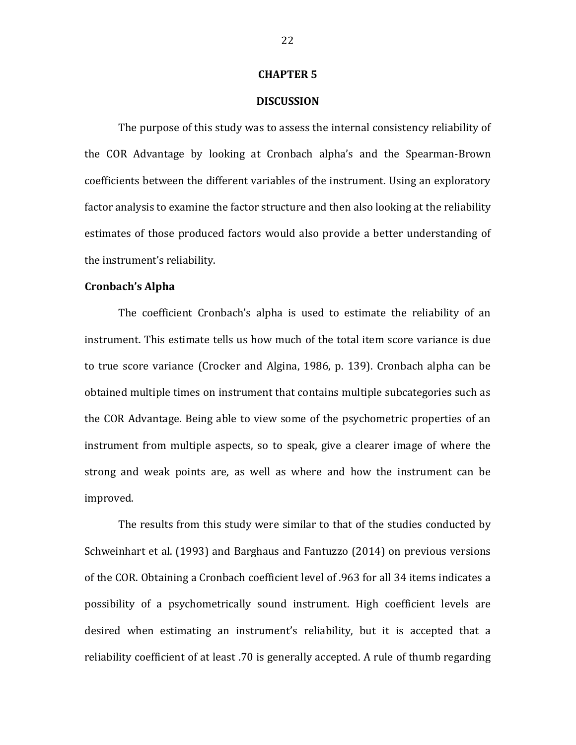# CHAPTER 5

# DISCUSSION

The purpose of this study was to assess the internal consistency reliability of the COR Advantage by looking at Cronbach alpha's and the Spearman-Brown coefficients between the different variables of the instrument. Using an exploratory factor analysis to examine the factor structure and then also looking at the reliability estimates of those produced factors would also provide a better understanding of the instrument's reliability.

## Cronbach's Alpha

The coefficient Cronbach's alpha is used to estimate the reliability of an instrument. This estimate tells us how much of the total item score variance is due to true score variance (Crocker and Algina, 1986, p. 139). Cronbach alpha can be obtained multiple times on instrument that contains multiple subcategories such as the COR Advantage. Being able to view some of the psychometric properties of an instrument from multiple aspects, so to speak, give a clearer image of where the strong and weak points are, as well as where and how the instrument can be improved.

The results from this study were similar to that of the studies conducted by Schweinhart et al. (1993) and Barghaus and Fantuzzo (2014) on previous versions of the COR. Obtaining a Cronbach coefficient level of .963 for all 34 items indicates a possibility of a psychometrically sound instrument. High coefficient levels are desired when estimating an instrument's reliability, but it is accepted that a reliability coefficient of at least .70 is generally accepted. A rule of thumb regarding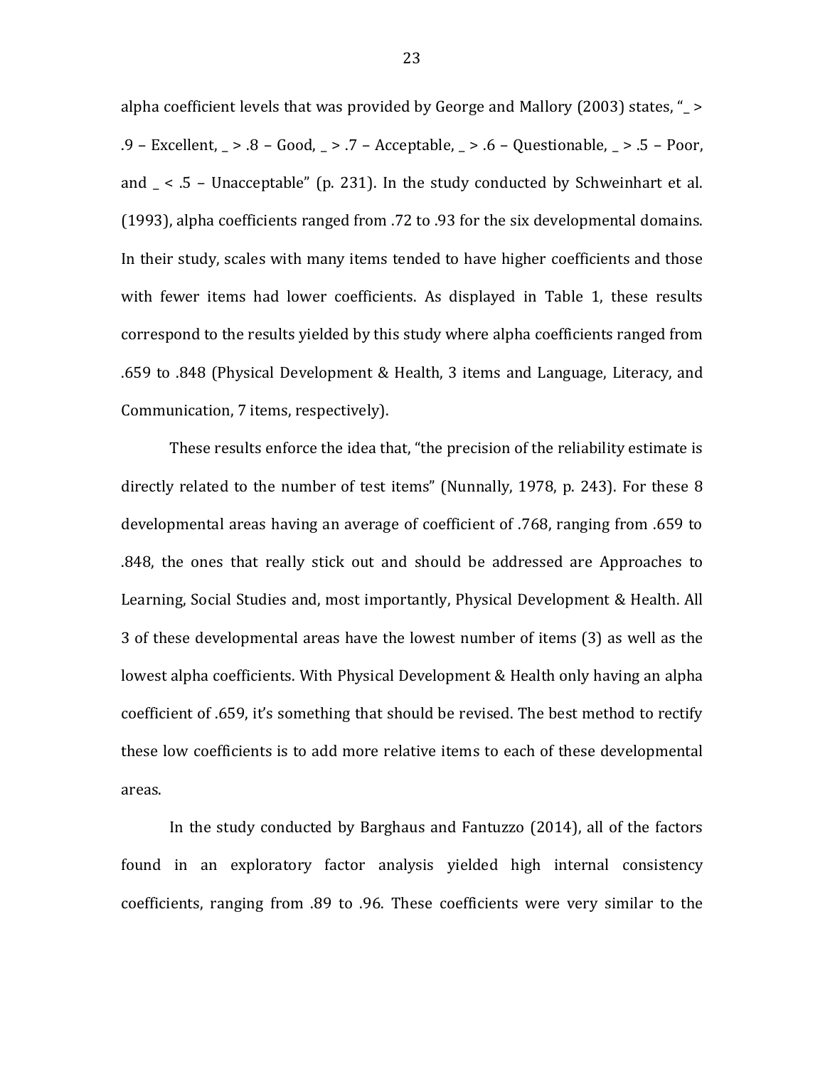alpha coefficient levels that was provided by George and Mallory (2003) states, "_ > .9 – Excellent, _ > .8 – Good, _ > .7 – Acceptable, _ > .6 – Questionable, _ > .5 – Poor, and _ < .5 – Unacceptable" (p. 231). In the study conducted by Schweinhart et al. (1993), alpha coefficients ranged from .72 to .93 for the six developmental domains. In their study, scales with many items tended to have higher coefficients and those with fewer items had lower coefficients. As displayed in Table 1, these results correspond to the results yielded by this study where alpha coefficients ranged from .659 to .848 (Physical Development & Health, 3 items and Language, Literacy, and Communication, 7 items, respectively).

These results enforce the idea that, "the precision of the reliability estimate is directly related to the number of test items" (Nunnally, 1978, p. 243). For these 8 developmental areas having an average of coefficient of .768, ranging from .659 to .848, the ones that really stick out and should be addressed are Approaches to Learning, Social Studies and, most importantly, Physical Development & Health. All 3 of these developmental areas have the lowest number of items (3) as well as the lowest alpha coefficients. With Physical Development & Health only having an alpha coefficient of .659, it's something that should be revised. The best method to rectify these low coefficients is to add more relative items to each of these developmental areas.

In the study conducted by Barghaus and Fantuzzo (2014), all of the factors found in an exploratory factor analysis yielded high internal consistency coefficients, ranging from .89 to .96. These coefficients were very similar to the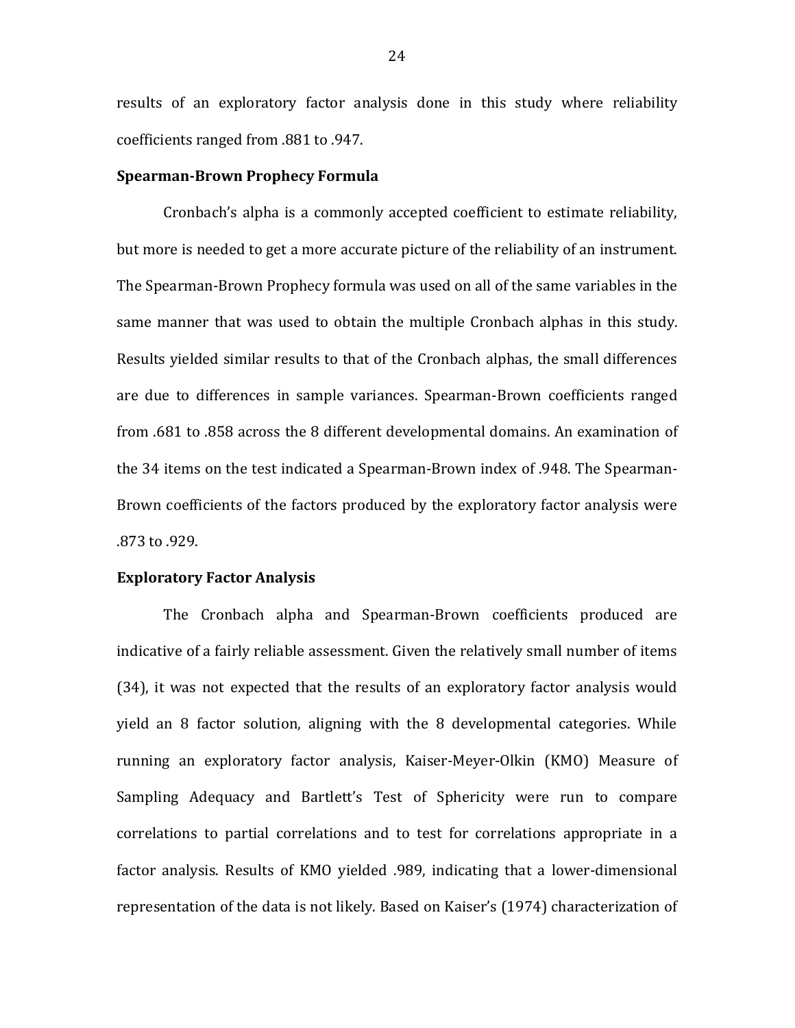results of an exploratory factor analysis done in this study where reliability coefficients ranged from .881 to .947.

**Spearman-Brown Prophecy Formula**

Cronbach's alpha is a commonly accepted coefficient to estimate reliability, but more is needed to get a more accurate picture of the reliability of an instrument. The Spearman-Brown Prophecy formula was used on all of the same variables in the same manner that was used to obtain the multiple Cronbach alphas in this study. Results yielded similar results to that of the Cronbach alphas, the small differences are due to differences in sample variances. Spearman-Brown coefficients ranged from .681 to .858 across the 8 different developmental domains. An examination of the 34 items on the test indicated a Spearman-Brown index of .948. The Spearman-Brown coefficients of the factors produced by the exploratory factor analysis were .873 to .929.

**Exploratory Factor Analysis**

The Cronbach alpha and Spearman-Brown coefficients produced are indicative of a fairly reliable assessment. Given the relatively small number of items (34), it was not expected that the results of an exploratory factor analysis would yield an 8 factor solution, aligning with the 8 developmental categories. While running an exploratory factor analysis, Kaiser-Meyer-Olkin (KMO) Measure of Sampling Adequacy and Bartlett's Test of Sphericity were run to compare correlations to partial correlations and to test for correlations appropriate in a factor analysis. Results of KMO yielded .989, indicating that a lower-dimensional representation of the data is not likely. Based on Kaiser's (1974) characterization of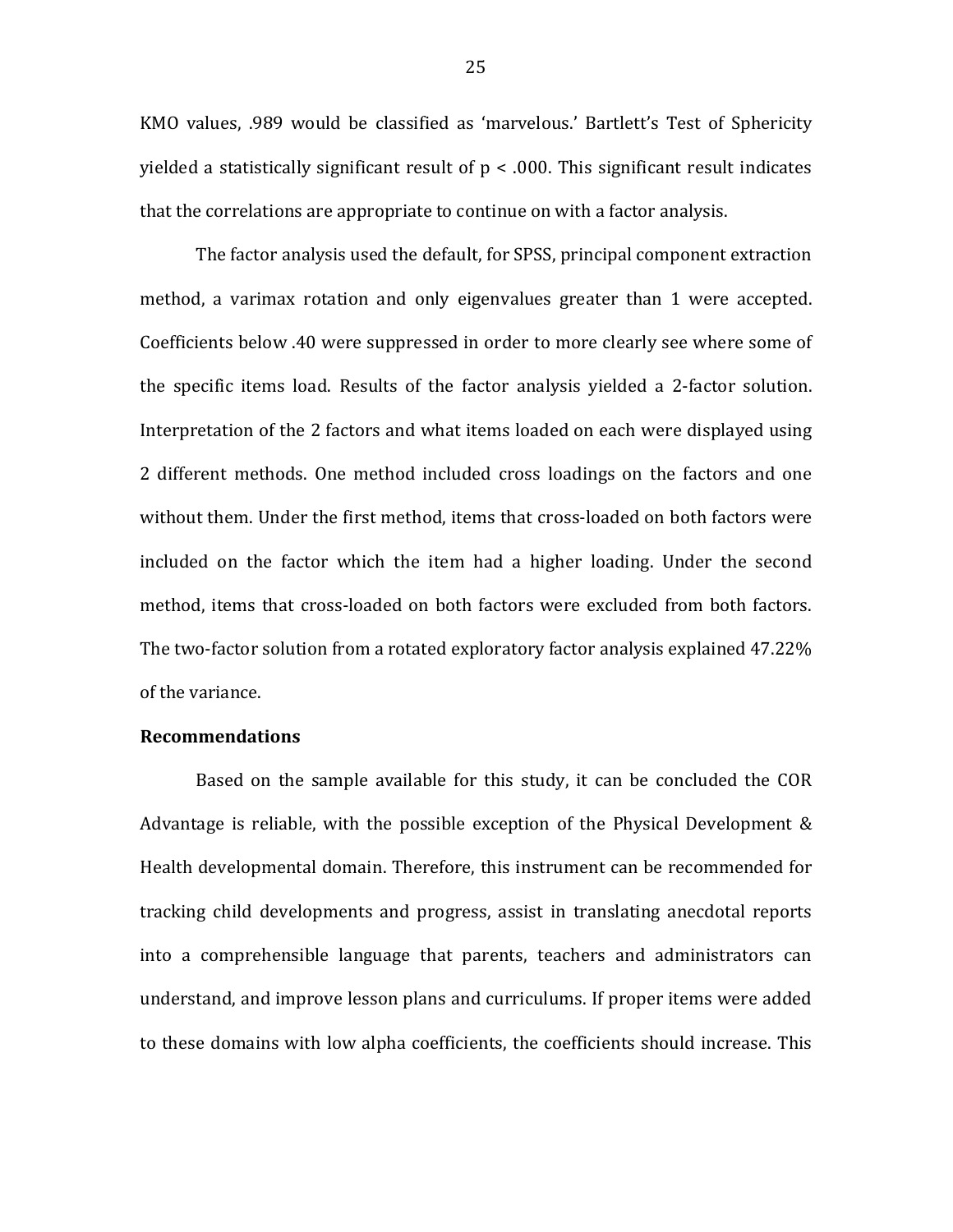KMO values, .989 would be classified as 'marvelous.' Bartlett's Test of Sphericity yielded a statistically significant result of $p < .000$. This significant result indicates that the correlations are appropriate to continue on with a factor analysis.

The factor analysis used the default, for SPSS, principal component extraction method, a varimax rotation and only eigenvalues greater than 1 were accepted. Coefficients below .40 were suppressed in order to more clearly see where some of the specific items load. Results of the factor analysis yielded a 2-factor solution. Interpretation of the 2 factors and what items loaded on each were displayed using 2 different methods. One method included cross loadings on the factors and one without them. Under the first method, items that cross-loaded on both factors were included on the factor which the item had a higher loading. Under the second method, items that cross-loaded on both factors were excluded from both factors. The two-factor solution from a rotated exploratory factor analysis explained 47.22% of the variance.

**Recommendations**

Based on the sample available for this study, it can be concluded the COR Advantage is reliable, with the possible exception of the Physical Development & Health developmental domain. Therefore, this instrument can be recommended for tracking child developments and progress, assist in translating anecdotal reports into a comprehensible language that parents, teachers and administrators can understand, and improve lesson plans and curriculums. If proper items were added to these domains with low alpha coefficients, the coefficients should increase. This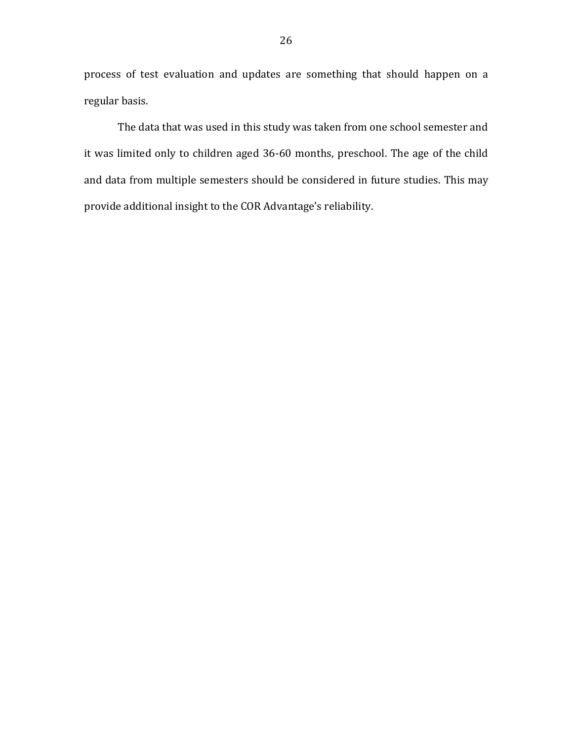process of test evaluation and updates are something that should happen on a regular basis.

The data that was used in this study was taken from one school semester and it was limited only to children aged 36-60 months, preschool. The age of the child and data from multiple semesters should be considered in future studies. This may provide additional insight to the COR Advantage's reliability.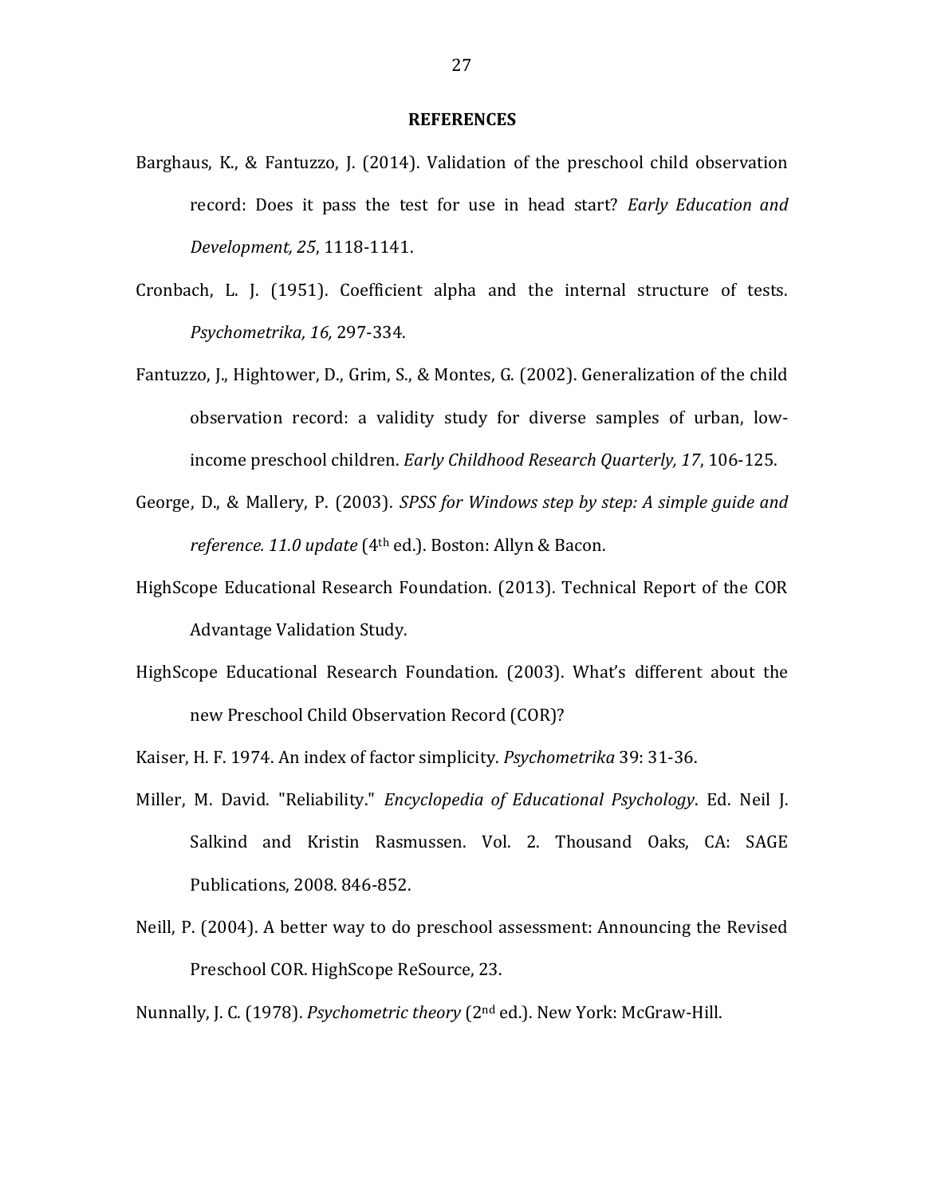# REFERENCES

Barghaus, K., & Fantuzzo, J. (2014). Validation of the preschool child observation record: Does it pass the test for use in head start? *Early Education and Development, 25*, 1118-1141.

Cronbach, L. J. (1951). Coefficient alpha and the internal structure of tests. *Psychometrika, 16,* 297-334.

Fantuzzo, J., Hightower, D., Grim, S., & Montes, G. (2002). Generalization of the child observation record: a validity study for diverse samples of urban, low-income preschool children. *Early Childhood Research Quarterly, 17*, 106-125.

George, D., & Mallery, P. (2003). *SPSS for Windows step by step: A simple guide and reference. 11.0 update* (4th ed.). Boston: Allyn & Bacon.

HighScope Educational Research Foundation. (2013). Technical Report of the COR Advantage Validation Study.

HighScope Educational Research Foundation. (2003). What's different about the new Preschool Child Observation Record (COR)?

Kaiser, H. F. 1974. An index of factor simplicity. *Psychometrika* 39: 31-36.

Miller, M. David. "Reliability." *Encyclopedia of Educational Psychology*. Ed. Neil J. Salkind and Kristin Rasmussen. Vol. 2. Thousand Oaks, CA: SAGE Publications, 2008. 846-852.

Neill, P. (2004). A better way to do preschool assessment: Announcing the Revised Preschool COR. HighScope ReSource, 23.

Nunnally, J. C. (1978). *Psychometric theory* (2nd ed.). New York: McGraw-Hill.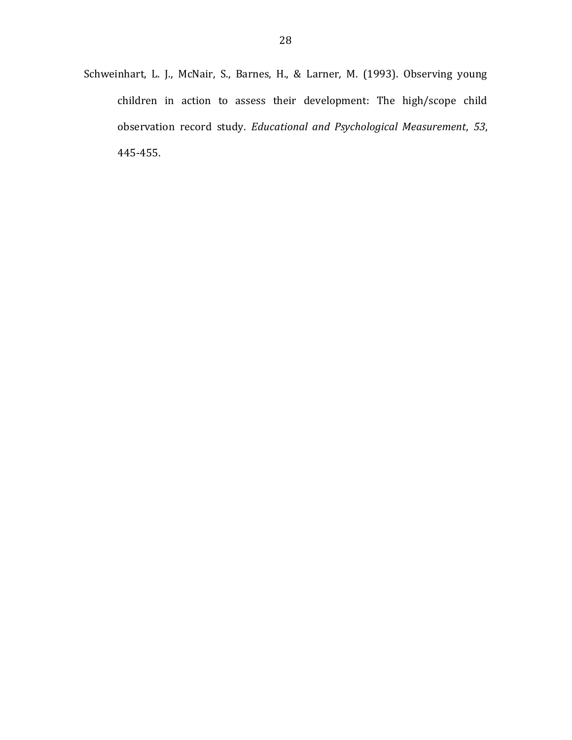Schweinhart, L. J., McNair, S., Barnes, H., & Larner, M. (1993). Observing young children in action to assess their development: The high/scope child observation record study. *Educational and Psychological Measurement*, *53*, 445-455.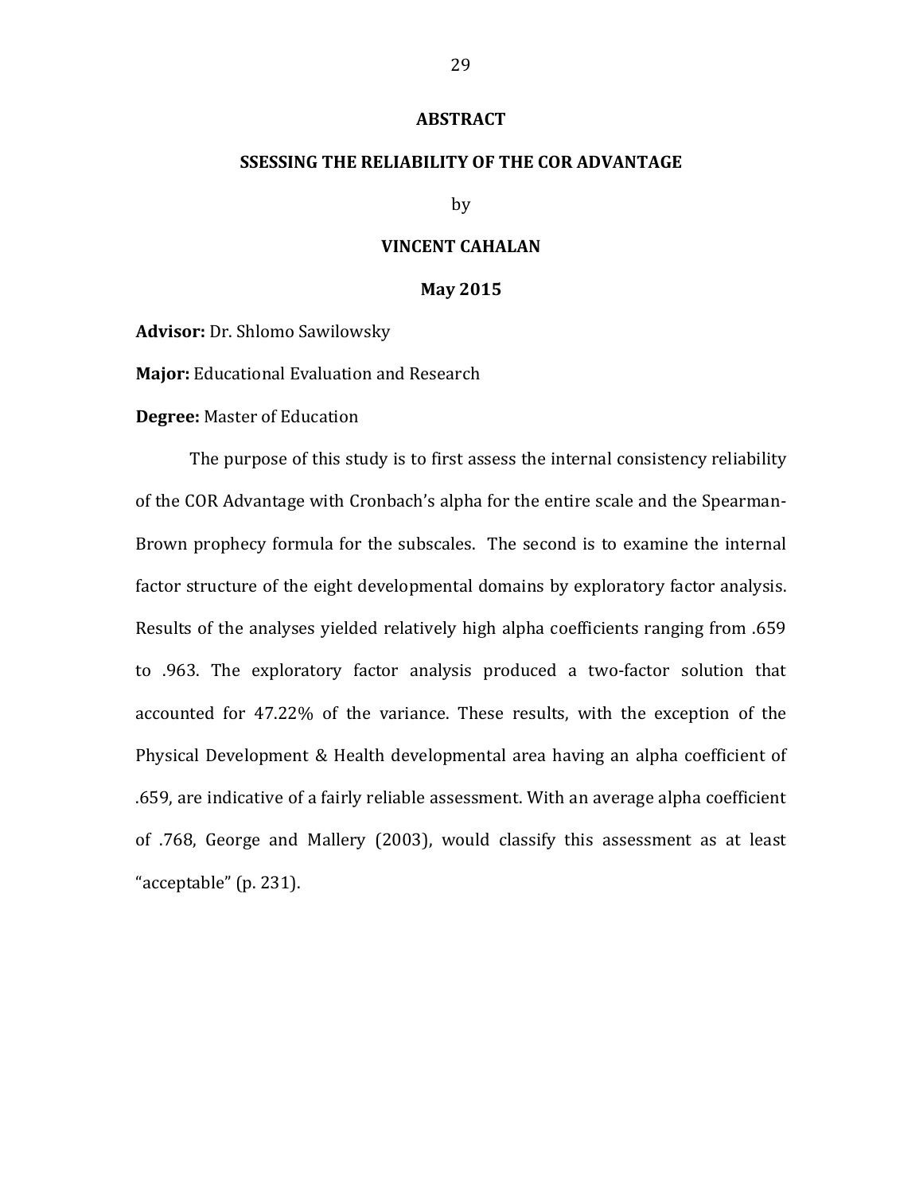# ABSTRACT

## SSESSING THE RELIABILITY OF THE COR ADVANTAGE

by

**VINCENT CAHALAN**

**May 2015**

**Advisor:** Dr. Shlomo Sawilowsky

**Major:** Educational Evaluation and Research

**Degree:** Master of Education

The purpose of this study is to first assess the internal consistency reliability of the COR Advantage with Cronbach's alpha for the entire scale and the Spearman-Brown prophecy formula for the subscales. The second is to examine the internal factor structure of the eight developmental domains by exploratory factor analysis. Results of the analyses yielded relatively high alpha coefficients ranging from .659 to .963. The exploratory factor analysis produced a two-factor solution that accounted for 47.22% of the variance. These results, with the exception of the Physical Development & Health developmental area having an alpha coefficient of .659, are indicative of a fairly reliable assessment. With an average alpha coefficient of .768, George and Mallery (2003), would classify this assessment as at least "acceptable" (p. 231).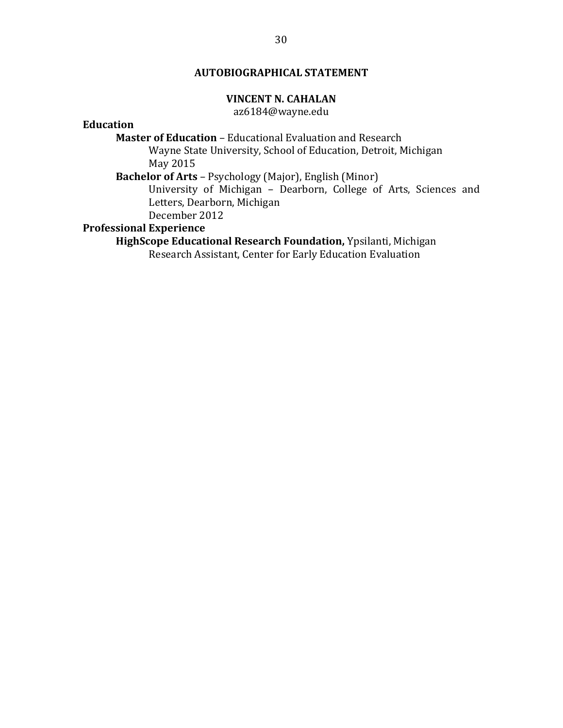# AUTOBIOGRAPHICAL STATEMENT

**VINCENT N. CAHALAN**

az6184@wayne.edu

**Education**

**Master of Education** – Educational Evaluation and Research
Wayne State University, School of Education, Detroit, Michigan
May 2015

**Bachelor of Arts** – Psychology (Major), English (Minor)
University of Michigan – Dearborn, College of Arts, Sciences and Letters, Dearborn, Michigan
December 2012

**Professional Experience**

**HighScope Educational Research Foundation,** Ypsilanti, Michigan
Research Assistant, Center for Early Education Evaluation